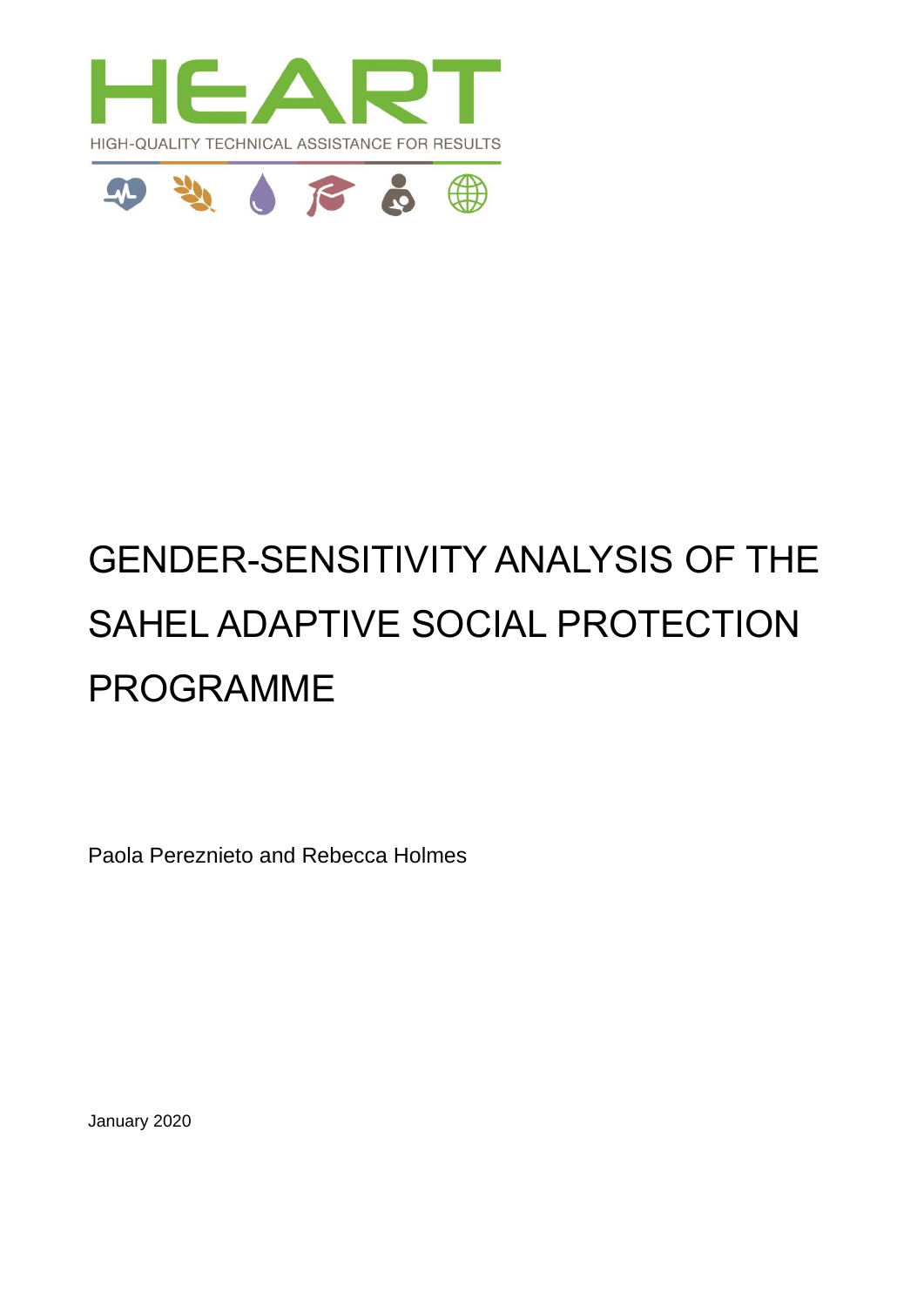HEART

HIGH-QUALITY TECHNICAL ASSISTANCE FOR RESULTS

# GENDER-SENSITIVITY ANALYSIS OF THE SAHEL ADAPTIVE SOCIAL PROTECTION PROGRAMME

Paola Pereznieto and Rebecca Holmes

January 2020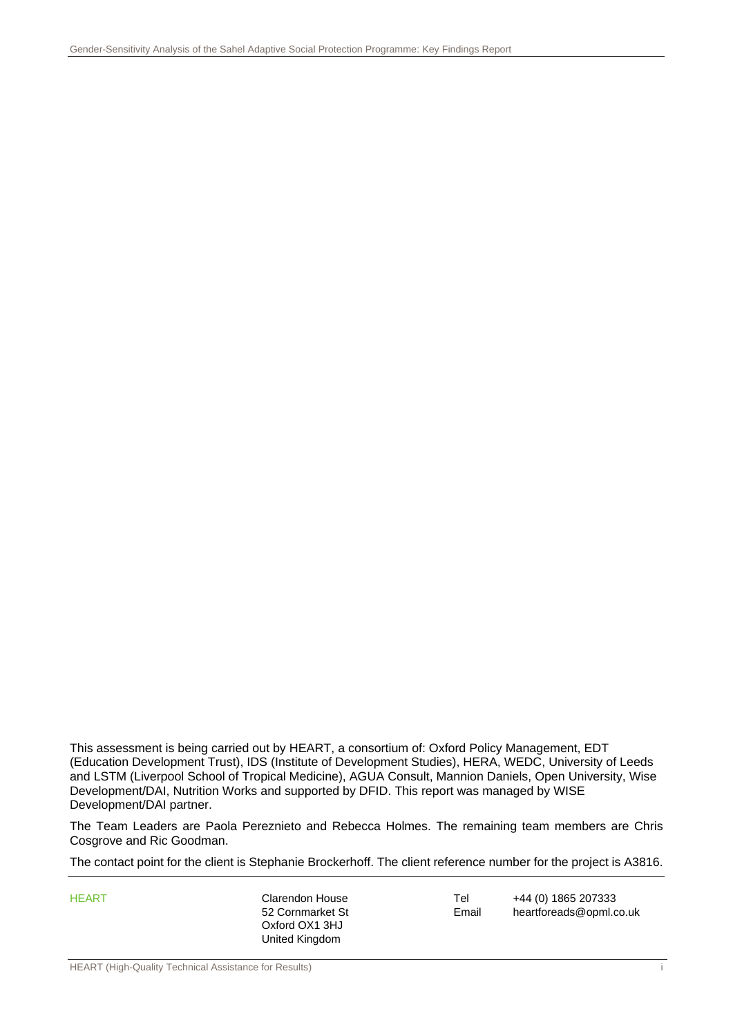This assessment is being carried out by HEART, a consortium of: Oxford Policy Management, EDT (Education Development Trust), IDS (Institute of Development Studies), HERA, WEDC, University of Leeds and LSTM (Liverpool School of Tropical Medicine), AGUA Consult, Mannion Daniels, Open University, Wise Development/DAI, Nutrition Works and supported by DFID. This report was managed by WISE Development/DAI partner.

The Team Leaders are Paola Pereznieto and Rebecca Holmes. The remaining team members are Chris Cosgrove and Ric Goodman.

The contact point for the client is Stephanie Brockerhoff. The client reference number for the project is A3816.

| HEART | Clarendon House<br>52 Cornmarket St<br>Oxford OX1 3HJ<br>United Kingdom | Tel<br>Email | +44 (0) 1865 207333<br>heartforeads@opml.co.uk |
|---|---|---|---|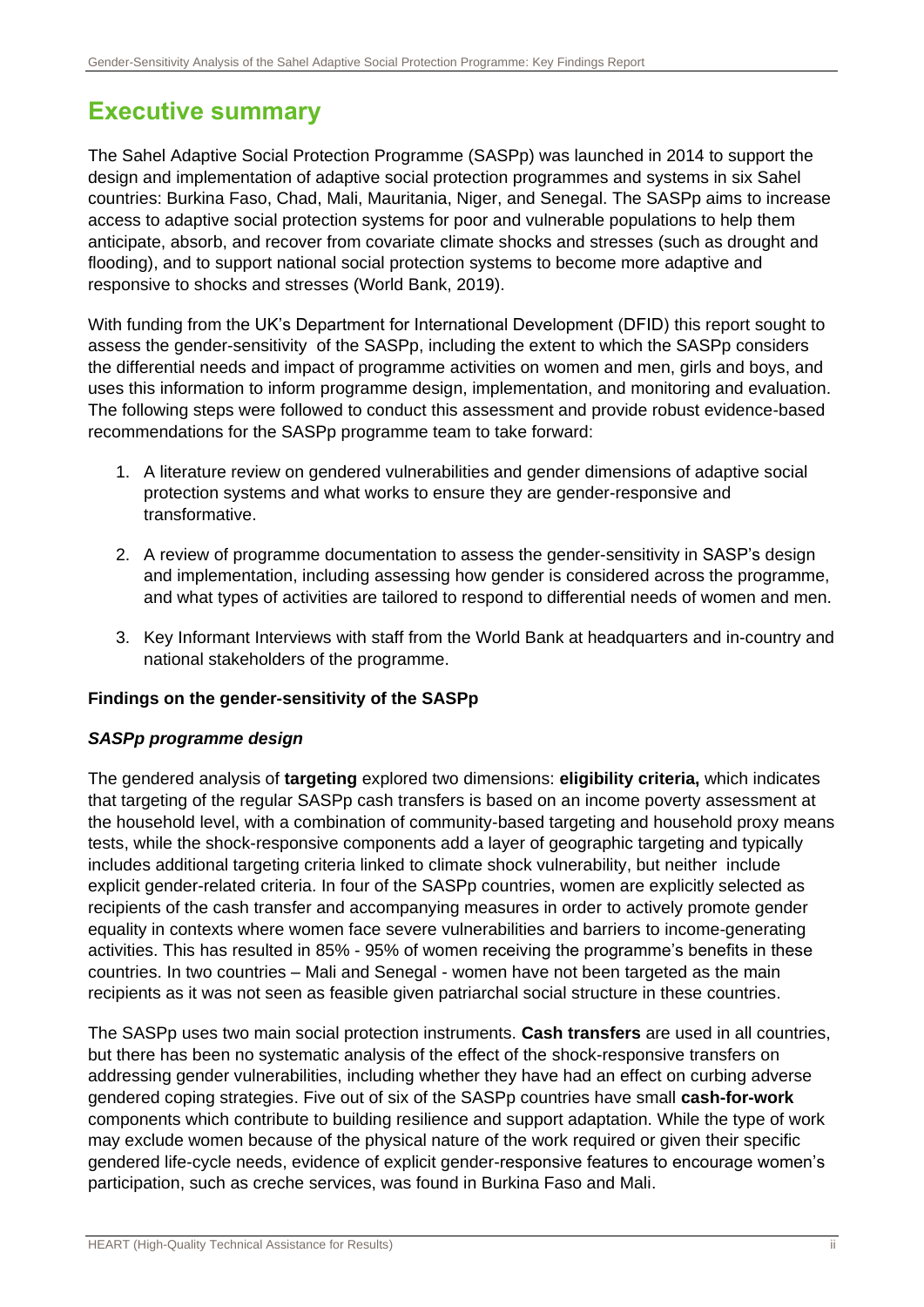# Executive summary

The Sahel Adaptive Social Protection Programme (SASPp) was launched in 2014 to support the design and implementation of adaptive social protection programmes and systems in six Sahel countries: Burkina Faso, Chad, Mali, Mauritania, Niger, and Senegal. The SASPp aims to increase access to adaptive social protection systems for poor and vulnerable populations to help them anticipate, absorb, and recover from covariate climate shocks and stresses (such as drought and flooding), and to support national social protection systems to become more adaptive and responsive to shocks and stresses (World Bank, 2019).

With funding from the UK's Department for International Development (DFID) this report sought to assess the gender-sensitivity of the SASPp, including the extent to which the SASPp considers the differential needs and impact of programme activities on women and men, girls and boys, and uses this information to inform programme design, implementation, and monitoring and evaluation. The following steps were followed to conduct this assessment and provide robust evidence-based recommendations for the SASPp programme team to take forward:

1. A literature review on gendered vulnerabilities and gender dimensions of adaptive social protection systems and what works to ensure they are gender-responsive and transformative.
2. A review of programme documentation to assess the gender-sensitivity in SASP's design and implementation, including assessing how gender is considered across the programme, and what types of activities are tailored to respond to differential needs of women and men.
3. Key Informant Interviews with staff from the World Bank at headquarters and in-country and national stakeholders of the programme.

**Findings on the gender-sensitivity of the SASPp**

***SASPp programme design***

The gendered analysis of **targeting** explored two dimensions: **eligibility criteria,** which indicates that targeting of the regular SASPp cash transfers is based on an income poverty assessment at the household level, with a combination of community-based targeting and household proxy means tests, while the shock-responsive components add a layer of geographic targeting and typically includes additional targeting criteria linked to climate shock vulnerability, but neither include explicit gender-related criteria. In four of the SASPp countries, women are explicitly selected as recipients of the cash transfer and accompanying measures in order to actively promote gender equality in contexts where women face severe vulnerabilities and barriers to income-generating activities. This has resulted in 85% - 95% of women receiving the programme's benefits in these countries. In two countries – Mali and Senegal - women have not been targeted as the main recipients as it was not seen as feasible given patriarchal social structure in these countries.

The SASPp uses two main social protection instruments. **Cash transfers** are used in all countries, but there has been no systematic analysis of the effect of the shock-responsive transfers on addressing gender vulnerabilities, including whether they have had an effect on curbing adverse gendered coping strategies. Five out of six of the SASPp countries have small **cash-for-work** components which contribute to building resilience and support adaptation. While the type of work may exclude women because of the physical nature of the work required or given their specific gendered life-cycle needs, evidence of explicit gender-responsive features to encourage women's participation, such as creche services, was found in Burkina Faso and Mali.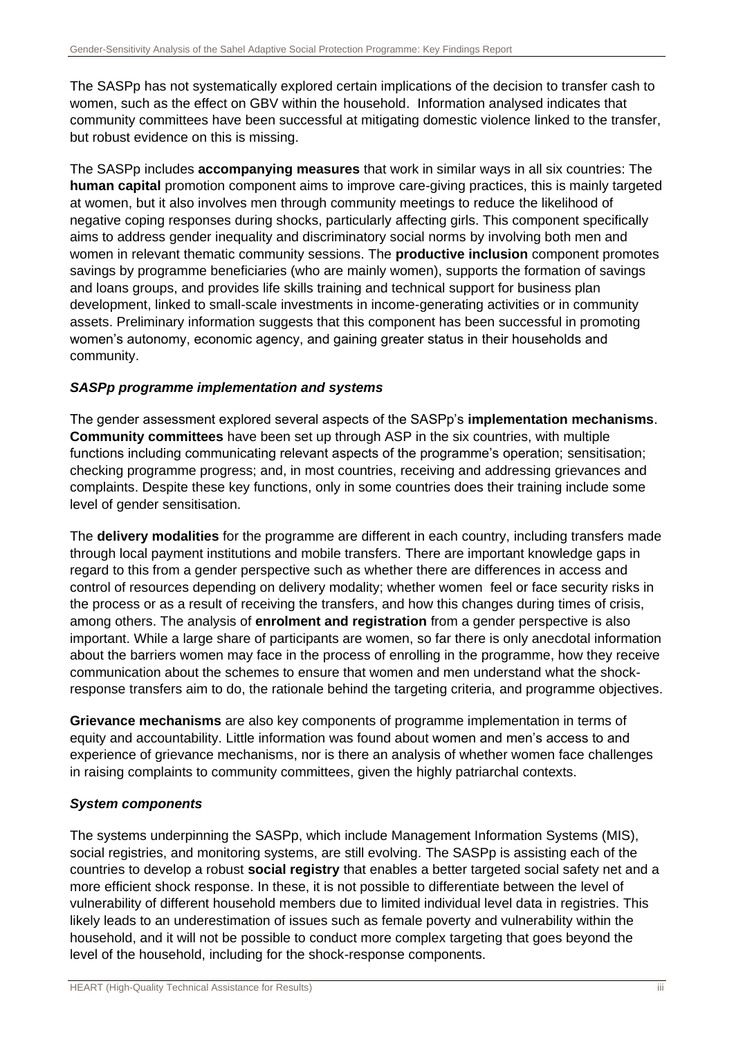The SASPp has not systematically explored certain implications of the decision to transfer cash to women, such as the effect on GBV within the household. Information analysed indicates that community committees have been successful at mitigating domestic violence linked to the transfer, but robust evidence on this is missing.

The SASPp includes **accompanying measures** that work in similar ways in all six countries: The **human capital** promotion component aims to improve care-giving practices, this is mainly targeted at women, but it also involves men through community meetings to reduce the likelihood of negative coping responses during shocks, particularly affecting girls. This component specifically aims to address gender inequality and discriminatory social norms by involving both men and women in relevant thematic community sessions. The **productive inclusion** component promotes savings by programme beneficiaries (who are mainly women), supports the formation of savings and loans groups, and provides life skills training and technical support for business plan development, linked to small-scale investments in income-generating activities or in community assets. Preliminary information suggests that this component has been successful in promoting women's autonomy, economic agency, and gaining greater status in their households and community.

### *SASPp programme implementation and systems*

The gender assessment explored several aspects of the SASPp's **implementation mechanisms**. **Community committees** have been set up through ASP in the six countries, with multiple functions including communicating relevant aspects of the programme's operation; sensitisation; checking programme progress; and, in most countries, receiving and addressing grievances and complaints. Despite these key functions, only in some countries does their training include some level of gender sensitisation.

The **delivery modalities** for the programme are different in each country, including transfers made through local payment institutions and mobile transfers. There are important knowledge gaps in regard to this from a gender perspective such as whether there are differences in access and control of resources depending on delivery modality; whether women feel or face security risks in the process or as a result of receiving the transfers, and how this changes during times of crisis, among others. The analysis of **enrolment and registration** from a gender perspective is also important. While a large share of participants are women, so far there is only anecdotal information about the barriers women may face in the process of enrolling in the programme, how they receive communication about the schemes to ensure that women and men understand what the shock-response transfers aim to do, the rationale behind the targeting criteria, and programme objectives.

**Grievance mechanisms** are also key components of programme implementation in terms of equity and accountability. Little information was found about women and men's access to and experience of grievance mechanisms, nor is there an analysis of whether women face challenges in raising complaints to community committees, given the highly patriarchal contexts.

### *System components*

The systems underpinning the SASPp, which include Management Information Systems (MIS), social registries, and monitoring systems, are still evolving. The SASPp is assisting each of the countries to develop a robust **social registry** that enables a better targeted social safety net and a more efficient shock response. In these, it is not possible to differentiate between the level of vulnerability of different household members due to limited individual level data in registries. This likely leads to an underestimation of issues such as female poverty and vulnerability within the household, and it will not be possible to conduct more complex targeting that goes beyond the level of the household, including for the shock-response components.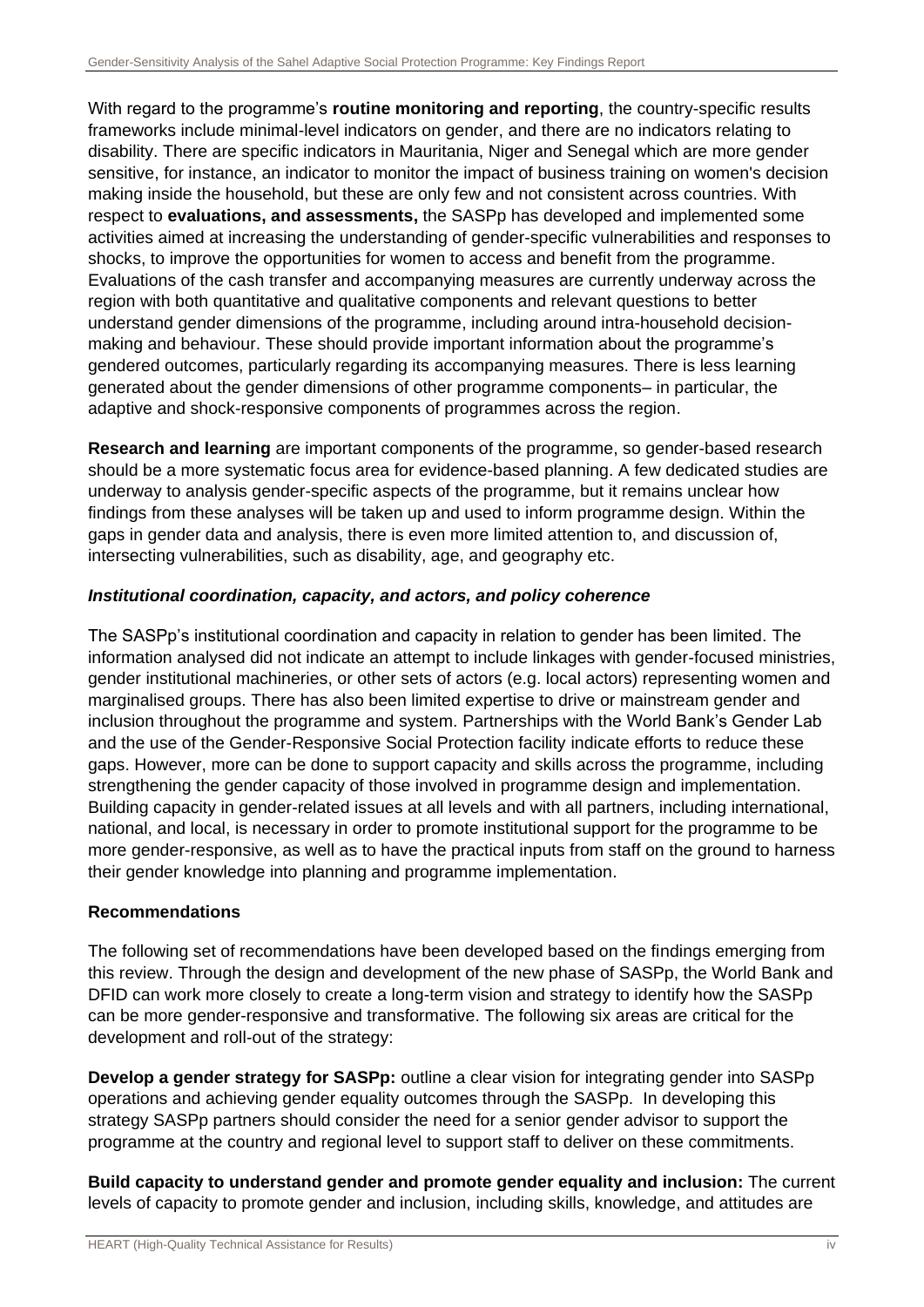With regard to the programme's **routine monitoring and reporting**, the country-specific results frameworks include minimal-level indicators on gender, and there are no indicators relating to disability. There are specific indicators in Mauritania, Niger and Senegal which are more gender sensitive, for instance, an indicator to monitor the impact of business training on women's decision making inside the household, but these are only few and not consistent across countries. With respect to **evaluations, and assessments,** the SASPp has developed and implemented some activities aimed at increasing the understanding of gender-specific vulnerabilities and responses to shocks, to improve the opportunities for women to access and benefit from the programme. Evaluations of the cash transfer and accompanying measures are currently underway across the region with both quantitative and qualitative components and relevant questions to better understand gender dimensions of the programme, including around intra-household decision-making and behaviour. These should provide important information about the programme's gendered outcomes, particularly regarding its accompanying measures. There is less learning generated about the gender dimensions of other programme components– in particular, the adaptive and shock-responsive components of programmes across the region.

**Research and learning** are important components of the programme, so gender-based research should be a more systematic focus area for evidence-based planning. A few dedicated studies are underway to analysis gender-specific aspects of the programme, but it remains unclear how findings from these analyses will be taken up and used to inform programme design. Within the gaps in gender data and analysis, there is even more limited attention to, and discussion of, intersecting vulnerabilities, such as disability, age, and geography etc.

### *Institutional coordination, capacity, and actors, and policy coherence*

The SASPp's institutional coordination and capacity in relation to gender has been limited. The information analysed did not indicate an attempt to include linkages with gender-focused ministries, gender institutional machineries, or other sets of actors (e.g. local actors) representing women and marginalised groups. There has also been limited expertise to drive or mainstream gender and inclusion throughout the programme and system. Partnerships with the World Bank's Gender Lab and the use of the Gender-Responsive Social Protection facility indicate efforts to reduce these gaps. However, more can be done to support capacity and skills across the programme, including strengthening the gender capacity of those involved in programme design and implementation. Building capacity in gender-related issues at all levels and with all partners, including international, national, and local, is necessary in order to promote institutional support for the programme to be more gender-responsive, as well as to have the practical inputs from staff on the ground to harness their gender knowledge into planning and programme implementation.

### Recommendations

The following set of recommendations have been developed based on the findings emerging from this review. Through the design and development of the new phase of SASPp, the World Bank and DFID can work more closely to create a long-term vision and strategy to identify how the SASPp can be more gender-responsive and transformative. The following six areas are critical for the development and roll-out of the strategy:

**Develop a gender strategy for SASPp:** outline a clear vision for integrating gender into SASPp operations and achieving gender equality outcomes through the SASPp. In developing this strategy SASPp partners should consider the need for a senior gender advisor to support the programme at the country and regional level to support staff to deliver on these commitments.

**Build capacity to understand gender and promote gender equality and inclusion:** The current levels of capacity to promote gender and inclusion, including skills, knowledge, and attitudes are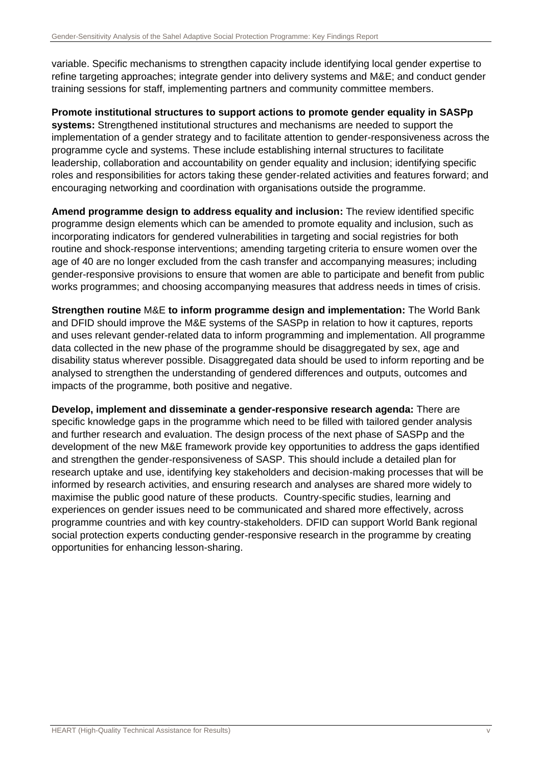variable. Specific mechanisms to strengthen capacity include identifying local gender expertise to refine targeting approaches; integrate gender into delivery systems and M&E; and conduct gender training sessions for staff, implementing partners and community committee members.

**Promote institutional structures to support actions to promote gender equality in SASPp systems:** Strengthened institutional structures and mechanisms are needed to support the implementation of a gender strategy and to facilitate attention to gender-responsiveness across the programme cycle and systems. These include establishing internal structures to facilitate leadership, collaboration and accountability on gender equality and inclusion; identifying specific roles and responsibilities for actors taking these gender-related activities and features forward; and encouraging networking and coordination with organisations outside the programme.

**Amend programme design to address equality and inclusion:** The review identified specific programme design elements which can be amended to promote equality and inclusion, such as incorporating indicators for gendered vulnerabilities in targeting and social registries for both routine and shock-response interventions; amending targeting criteria to ensure women over the age of 40 are no longer excluded from the cash transfer and accompanying measures; including gender-responsive provisions to ensure that women are able to participate and benefit from public works programmes; and choosing accompanying measures that address needs in times of crisis.

**Strengthen routine** M&E **to inform programme design and implementation:** The World Bank and DFID should improve the M&E systems of the SASPp in relation to how it captures, reports and uses relevant gender-related data to inform programming and implementation. All programme data collected in the new phase of the programme should be disaggregated by sex, age and disability status wherever possible. Disaggregated data should be used to inform reporting and be analysed to strengthen the understanding of gendered differences and outputs, outcomes and impacts of the programme, both positive and negative.

**Develop, implement and disseminate a gender-responsive research agenda:** There are specific knowledge gaps in the programme which need to be filled with tailored gender analysis and further research and evaluation. The design process of the next phase of SASPp and the development of the new M&E framework provide key opportunities to address the gaps identified and strengthen the gender-responsiveness of SASP. This should include a detailed plan for research uptake and use, identifying key stakeholders and decision-making processes that will be informed by research activities, and ensuring research and analyses are shared more widely to maximise the public good nature of these products. Country-specific studies, learning and experiences on gender issues need to be communicated and shared more effectively, across programme countries and with key country-stakeholders. DFID can support World Bank regional social protection experts conducting gender-responsive research in the programme by creating opportunities for enhancing lesson-sharing.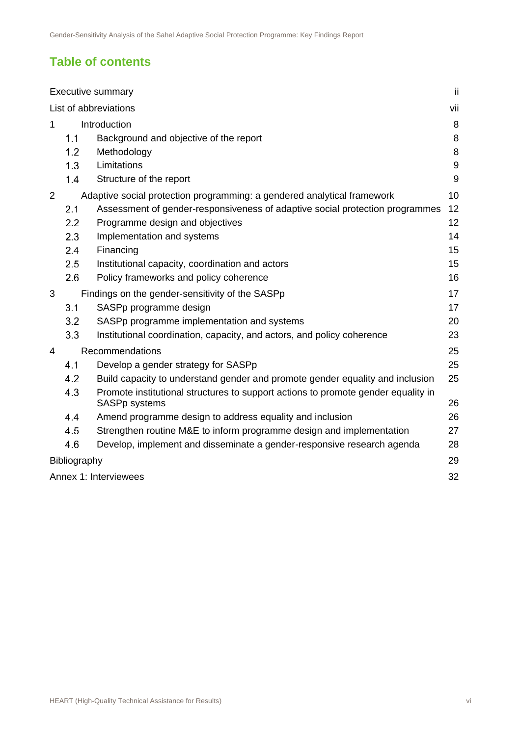# Table of contents

| | | |
|---|---|---|
| Executive summary | | ii |
| List of abbreviations | | vii |
| 1 | Introduction | 8 |
| 1.1 | Background and objective of the report | 8 |
| 1.2 | Methodology | 8 |
| 1.3 | Limitations | 9 |
| 1.4 | Structure of the report | 9 |
| 2 | Adaptive social protection programming: a gendered analytical framework | 10 |
| 2.1 | Assessment of gender-responsiveness of adaptive social protection programmes | 12 |
| 2.2 | Programme design and objectives | 12 |
| 2.3 | Implementation and systems | 14 |
| 2.4 | Financing | 15 |
| 2.5 | Institutional capacity, coordination and actors | 15 |
| 2.6 | Policy frameworks and policy coherence | 16 |
| 3 | Findings on the gender-sensitivity of the SASPp | 17 |
| 3.1 | SASPp programme design | 17 |
| 3.2 | SASPp programme implementation and systems | 20 |
| 3.3 | Institutional coordination, capacity, and actors, and policy coherence | 23 |
| 4 | Recommendations | 25 |
| 4.1 | Develop a gender strategy for SASPp | 25 |
| 4.2 | Build capacity to understand gender and promote gender equality and inclusion | 25 |
| 4.3 | Promote institutional structures to support actions to promote gender equality in SASPp systems | 26 |
| 4.4 | Amend programme design to address equality and inclusion | 26 |
| 4.5 | Strengthen routine M&E to inform programme design and implementation | 27 |
| 4.6 | Develop, implement and disseminate a gender-responsive research agenda | 28 |
| Bibliography | | 29 |
| Annex 1: Interviewees | | 32 |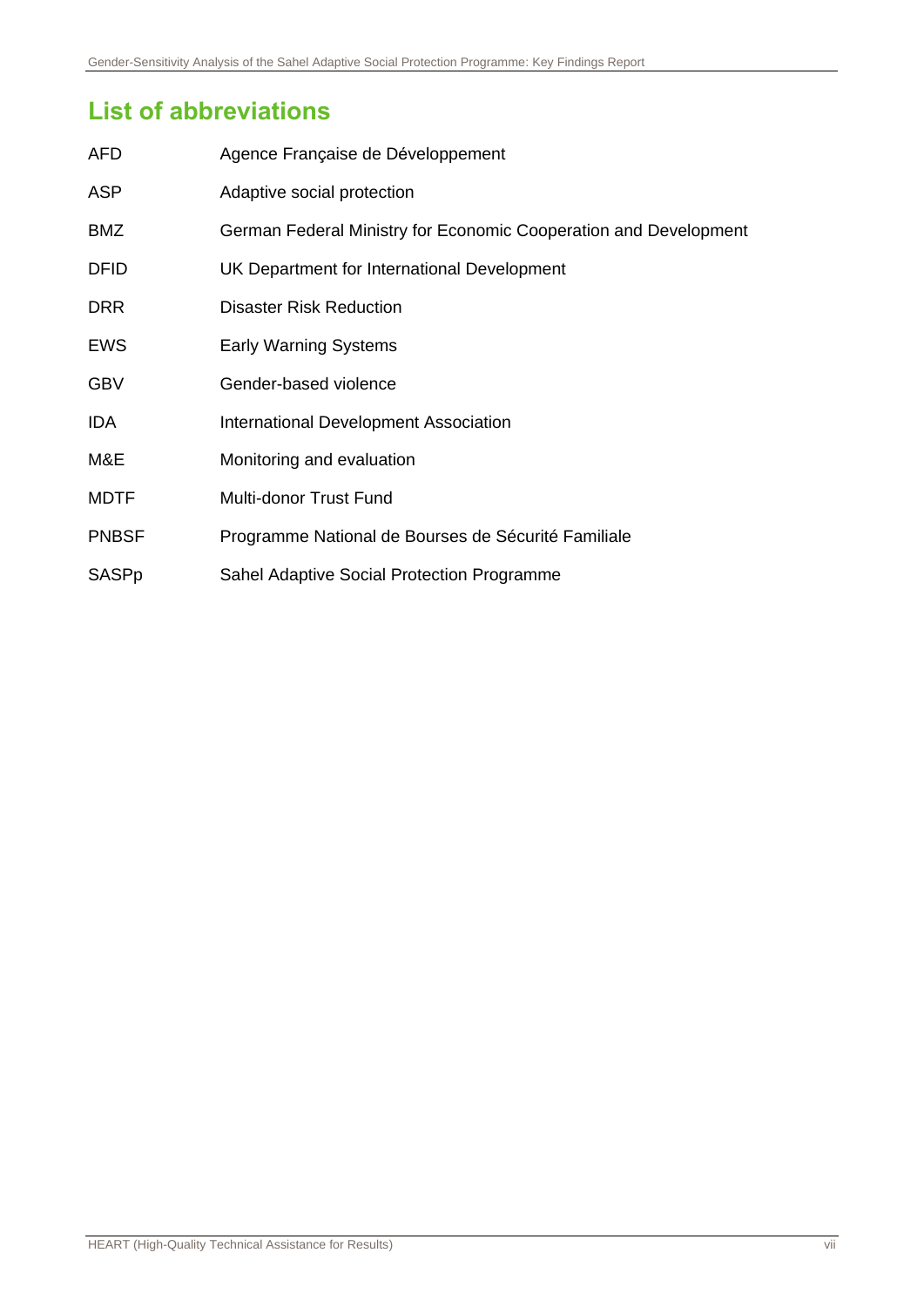## List of abbreviations

| | |
|---|---|
| AFD | Agence Française de Développement |
| ASP | Adaptive social protection |
| BMZ | German Federal Ministry for Economic Cooperation and Development |
| DFID | UK Department for International Development |
| DRR | Disaster Risk Reduction |
| EWS | Early Warning Systems |
| GBV | Gender-based violence |
| IDA | International Development Association |
| M&E | Monitoring and evaluation |
| MDTF | Multi-donor Trust Fund |
| PNBSF | Programme National de Bourses de Sécurité Familiale |
| SASPp | Sahel Adaptive Social Protection Programme |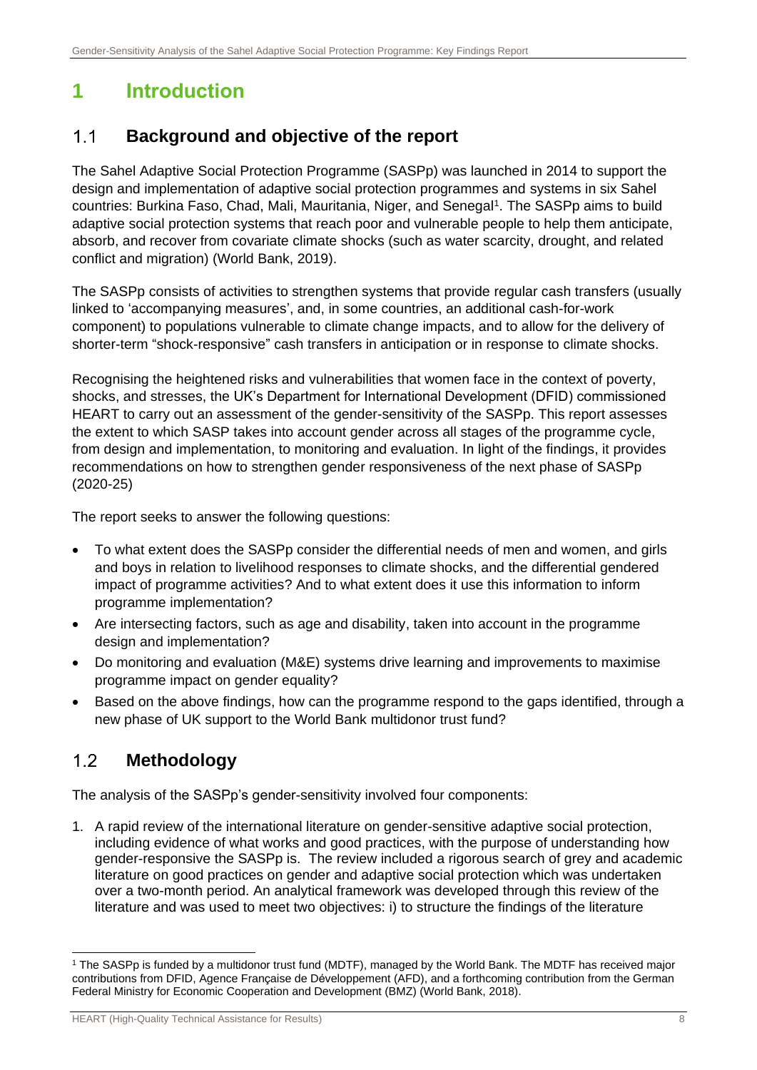# 1 Introduction

## 1.1 Background and objective of the report

The Sahel Adaptive Social Protection Programme (SASPp) was launched in 2014 to support the design and implementation of adaptive social protection programmes and systems in six Sahel countries: Burkina Faso, Chad, Mali, Mauritania, Niger, and Senegal[1]. The SASPp aims to build adaptive social protection systems that reach poor and vulnerable people to help them anticipate, absorb, and recover from covariate climate shocks (such as water scarcity, drought, and related conflict and migration) (World Bank, 2019).

The SASPp consists of activities to strengthen systems that provide regular cash transfers (usually linked to 'accompanying measures', and, in some countries, an additional cash-for-work component) to populations vulnerable to climate change impacts, and to allow for the delivery of shorter-term "shock-responsive" cash transfers in anticipation or in response to climate shocks.

Recognising the heightened risks and vulnerabilities that women face in the context of poverty, shocks, and stresses, the UK's Department for International Development (DFID) commissioned HEART to carry out an assessment of the gender-sensitivity of the SASPp. This report assesses the extent to which SASP takes into account gender across all stages of the programme cycle, from design and implementation, to monitoring and evaluation. In light of the findings, it provides recommendations on how to strengthen gender responsiveness of the next phase of SASPp (2020-25)

The report seeks to answer the following questions:

- To what extent does the SASPp consider the differential needs of men and women, and girls and boys in relation to livelihood responses to climate shocks, and the differential gendered impact of programme activities? And to what extent does it use this information to inform programme implementation?
- Are intersecting factors, such as age and disability, taken into account in the programme design and implementation?
- Do monitoring and evaluation (M&E) systems drive learning and improvements to maximise programme impact on gender equality?
- Based on the above findings, how can the programme respond to the gaps identified, through a new phase of UK support to the World Bank multidonor trust fund?

## 1.2 Methodology

The analysis of the SASPp's gender-sensitivity involved four components:

1. A rapid review of the international literature on gender-sensitive adaptive social protection, including evidence of what works and good practices, with the purpose of understanding how gender-responsive the SASPp is. The review included a rigorous search of grey and academic literature on good practices on gender and adaptive social protection which was undertaken over a two-month period. An analytical framework was developed through this review of the literature and was used to meet two objectives: i) to structure the findings of the literature

[1] The SASPp is funded by a multidonor trust fund (MDTF), managed by the World Bank. The MDTF has received major contributions from DFID, Agence Française de Développement (AFD), and a forthcoming contribution from the German Federal Ministry for Economic Cooperation and Development (BMZ) (World Bank, 2018).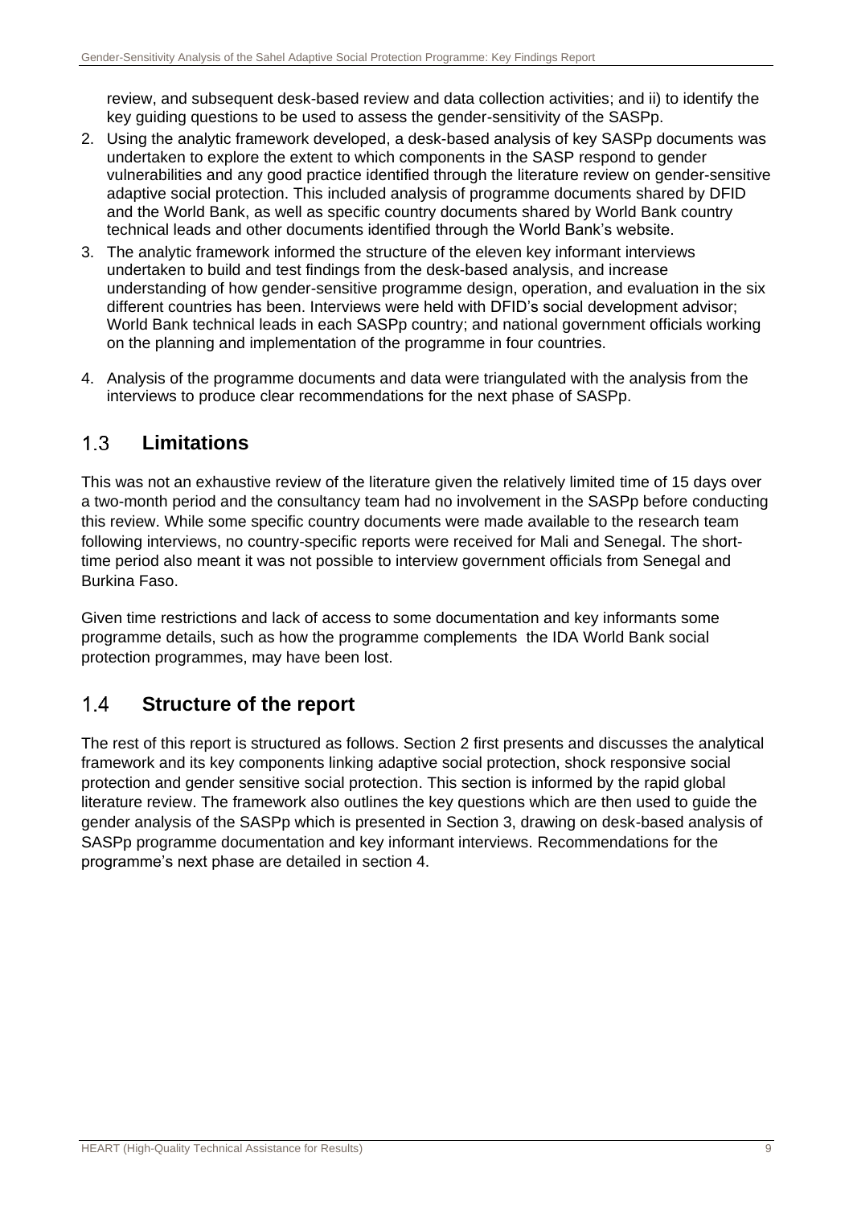review, and subsequent desk-based review and data collection activities; and ii) to identify the key guiding questions to be used to assess the gender-sensitivity of the SASPp.

2. Using the analytic framework developed, a desk-based analysis of key SASPp documents was undertaken to explore the extent to which components in the SASP respond to gender vulnerabilities and any good practice identified through the literature review on gender-sensitive adaptive social protection. This included analysis of programme documents shared by DFID and the World Bank, as well as specific country documents shared by World Bank country technical leads and other documents identified through the World Bank's website.
3. The analytic framework informed the structure of the eleven key informant interviews undertaken to build and test findings from the desk-based analysis, and increase understanding of how gender-sensitive programme design, operation, and evaluation in the six different countries has been. Interviews were held with DFID's social development advisor; World Bank technical leads in each SASPp country; and national government officials working on the planning and implementation of the programme in four countries.
4. Analysis of the programme documents and data were triangulated with the analysis from the interviews to produce clear recommendations for the next phase of SASPp.

## 1.3 Limitations

This was not an exhaustive review of the literature given the relatively limited time of 15 days over a two-month period and the consultancy team had no involvement in the SASPp before conducting this review. While some specific country documents were made available to the research team following interviews, no country-specific reports were received for Mali and Senegal. The short-time period also meant it was not possible to interview government officials from Senegal and Burkina Faso.

Given time restrictions and lack of access to some documentation and key informants some programme details, such as how the programme complements the IDA World Bank social protection programmes, may have been lost.

## 1.4 Structure of the report

The rest of this report is structured as follows. Section 2 first presents and discusses the analytical framework and its key components linking adaptive social protection, shock responsive social protection and gender sensitive social protection. This section is informed by the rapid global literature review. The framework also outlines the key questions which are then used to guide the gender analysis of the SASPp which is presented in Section 3, drawing on desk-based analysis of SASPp programme documentation and key informant interviews. Recommendations for the programme's next phase are detailed in section 4.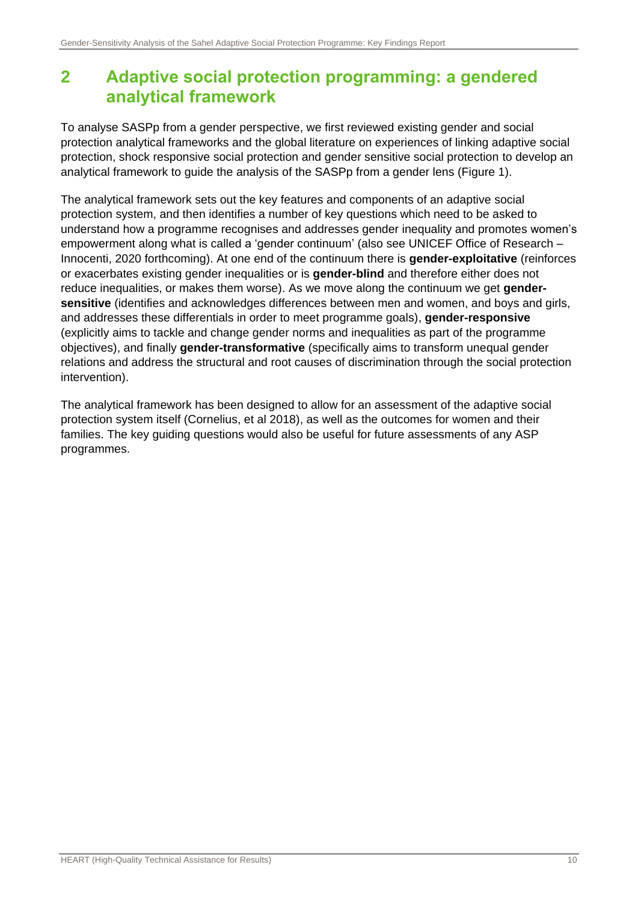# 2 Adaptive social protection programming: a gendered analytical framework

To analyse SASPp from a gender perspective, we first reviewed existing gender and social protection analytical frameworks and the global literature on experiences of linking adaptive social protection, shock responsive social protection and gender sensitive social protection to develop an analytical framework to guide the analysis of the SASPp from a gender lens (Figure 1).

The analytical framework sets out the key features and components of an adaptive social protection system, and then identifies a number of key questions which need to be asked to understand how a programme recognises and addresses gender inequality and promotes women's empowerment along what is called a 'gender continuum' (also see UNICEF Office of Research – Innocenti, 2020 forthcoming). At one end of the continuum there is **gender-exploitative** (reinforces or exacerbates existing gender inequalities or is **gender-blind** and therefore either does not reduce inequalities, or makes them worse). As we move along the continuum we get **gender-sensitive** (identifies and acknowledges differences between men and women, and boys and girls, and addresses these differentials in order to meet programme goals), **gender-responsive** (explicitly aims to tackle and change gender norms and inequalities as part of the programme objectives), and finally **gender-transformative** (specifically aims to transform unequal gender relations and address the structural and root causes of discrimination through the social protection intervention).

The analytical framework has been designed to allow for an assessment of the adaptive social protection system itself (Cornelius, et al 2018), as well as the outcomes for women and their families. The key guiding questions would also be useful for future assessments of any ASP programmes.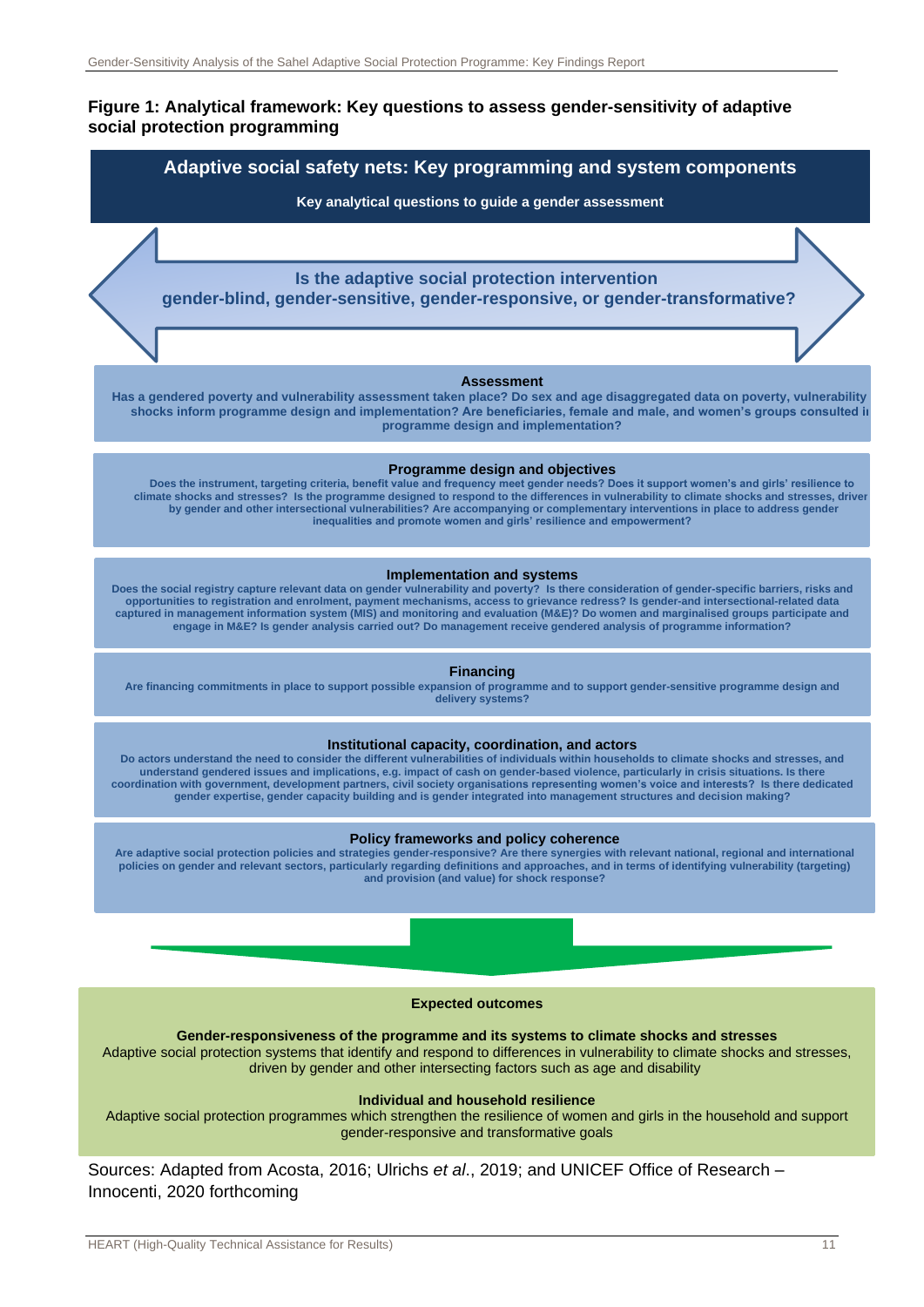**Figure 1: Analytical framework: Key questions to assess gender-sensitivity of adaptive social protection programming**

**Adaptive social safety nets: Key programming and system components**

**Key analytical questions to guide a gender assessment**

**Is the adaptive social protection intervention gender-blind, gender-sensitive, gender-responsive, or gender-transformative?**

**Assessment**

Has a gendered poverty and vulnerability assessment taken place? Do sex and age disaggregated data on poverty, vulnerability shocks inform programme design and implementation? Are beneficiaries, female and male, and women's groups consulted in programme design and implementation?

**Programme design and objectives**

Does the instrument, targeting criteria, benefit value and frequency meet gender needs? Does it support women's and girls' resilience to climate shocks and stresses? Is the programme designed to respond to the differences in vulnerability to climate shocks and stresses, driven by gender and other intersectional vulnerabilities? Are accompanying or complementary interventions in place to address gender inequalities and promote women and girls' resilience and empowerment?

**Implementation and systems**

Does the social registry capture relevant data on gender vulnerability and poverty? Is there consideration of gender-specific barriers, risks and opportunities to registration and enrolment, payment mechanisms, access to grievance redress? Is gender-and intersectional-related data captured in management information system (MIS) and monitoring and evaluation (M&E)? Do women and marginalised groups participate and engage in M&E? Is gender analysis carried out? Do management receive gendered analysis of programme information?

**Financing**

Are financing commitments in place to support possible expansion of programme and to support gender-sensitive programme design and delivery systems?

**Institutional capacity, coordination, and actors**

Do actors understand the need to consider the different vulnerabilities of individuals within households to climate shocks and stresses, and understand gendered issues and implications, e.g. impact of cash on gender-based violence, particularly in crisis situations. Is there coordination with government, development partners, civil society organisations representing women's voice and interests? Is there dedicated gender expertise, gender capacity building and is gender integrated into management structures and decision making?

**Policy frameworks and policy coherence**

Are adaptive social protection policies and strategies gender-responsive? Are there synergies with relevant national, regional and international policies on gender and relevant sectors, particularly regarding definitions and approaches, and in terms of identifying vulnerability (targeting) and provision (and value) for shock response?

**Expected outcomes**

**Gender-responsiveness of the programme and its systems to climate shocks and stresses**

Adaptive social protection systems that identify and respond to differences in vulnerability to climate shocks and stresses, driven by gender and other intersecting factors such as age and disability

**Individual and household resilience**

Adaptive social protection programmes which strengthen the resilience of women and girls in the household and support gender-responsive and transformative goals

Sources: Adapted from Acosta, 2016; Ulrichs *et al.*, 2019; and UNICEF Office of Research – Innocenti, 2020 forthcoming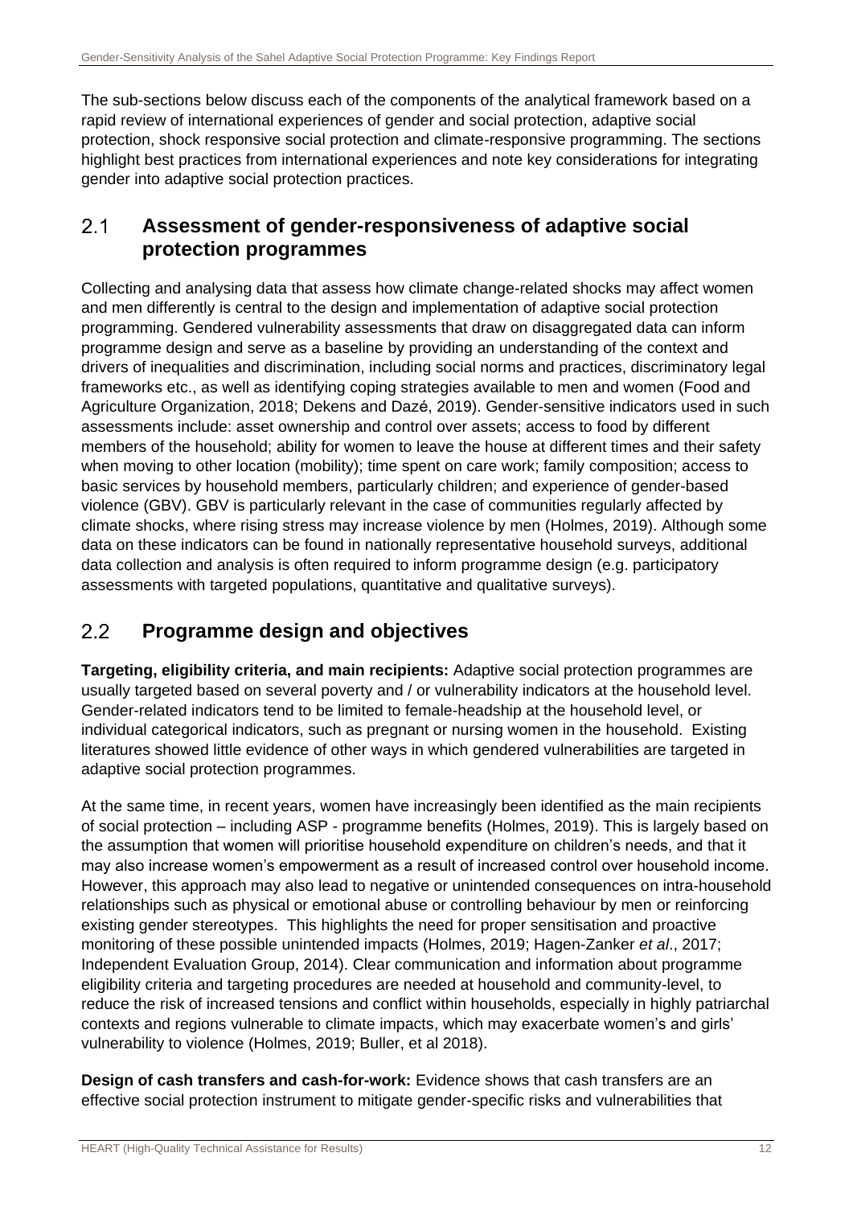The sub-sections below discuss each of the components of the analytical framework based on a rapid review of international experiences of gender and social protection, adaptive social protection, shock responsive social protection and climate-responsive programming. The sections highlight best practices from international experiences and note key considerations for integrating gender into adaptive social protection practices.

## 2.1 Assessment of gender-responsiveness of adaptive social protection programmes

Collecting and analysing data that assess how climate change-related shocks may affect women and men differently is central to the design and implementation of adaptive social protection programming. Gendered vulnerability assessments that draw on disaggregated data can inform programme design and serve as a baseline by providing an understanding of the context and drivers of inequalities and discrimination, including social norms and practices, discriminatory legal frameworks etc., as well as identifying coping strategies available to men and women (Food and Agriculture Organization, 2018; Dekens and Dazé, 2019). Gender-sensitive indicators used in such assessments include: asset ownership and control over assets; access to food by different members of the household; ability for women to leave the house at different times and their safety when moving to other location (mobility); time spent on care work; family composition; access to basic services by household members, particularly children; and experience of gender-based violence (GBV). GBV is particularly relevant in the case of communities regularly affected by climate shocks, where rising stress may increase violence by men (Holmes, 2019). Although some data on these indicators can be found in nationally representative household surveys, additional data collection and analysis is often required to inform programme design (e.g. participatory assessments with targeted populations, quantitative and qualitative surveys).

## 2.2 Programme design and objectives

**Targeting, eligibility criteria, and main recipients:** Adaptive social protection programmes are usually targeted based on several poverty and / or vulnerability indicators at the household level. Gender-related indicators tend to be limited to female-headship at the household level, or individual categorical indicators, such as pregnant or nursing women in the household. Existing literatures showed little evidence of other ways in which gendered vulnerabilities are targeted in adaptive social protection programmes.

At the same time, in recent years, women have increasingly been identified as the main recipients of social protection – including ASP - programme benefits (Holmes, 2019). This is largely based on the assumption that women will prioritise household expenditure on children's needs, and that it may also increase women's empowerment as a result of increased control over household income. However, this approach may also lead to negative or unintended consequences on intra-household relationships such as physical or emotional abuse or controlling behaviour by men or reinforcing existing gender stereotypes. This highlights the need for proper sensitisation and proactive monitoring of these possible unintended impacts (Holmes, 2019; Hagen-Zanker *et al*., 2017; Independent Evaluation Group, 2014). Clear communication and information about programme eligibility criteria and targeting procedures are needed at household and community-level, to reduce the risk of increased tensions and conflict within households, especially in highly patriarchal contexts and regions vulnerable to climate impacts, which may exacerbate women's and girls' vulnerability to violence (Holmes, 2019; Buller, et al 2018).

**Design of cash transfers and cash-for-work:** Evidence shows that cash transfers are an effective social protection instrument to mitigate gender-specific risks and vulnerabilities that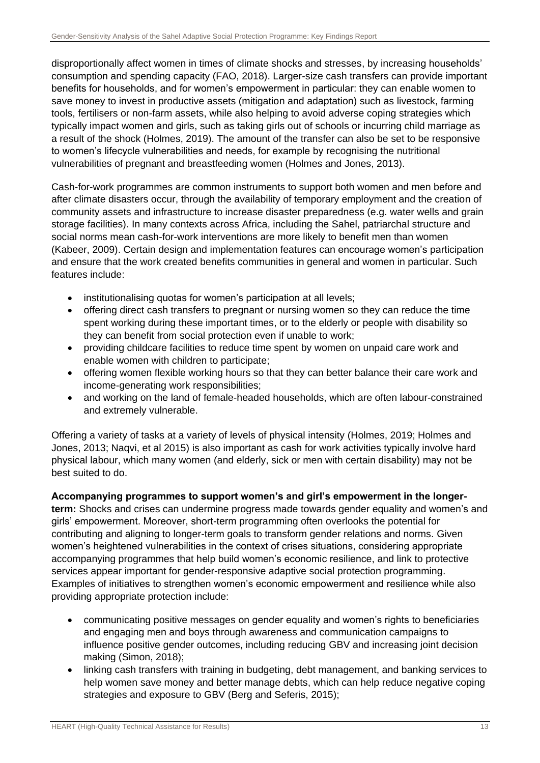disproportionally affect women in times of climate shocks and stresses, by increasing households' consumption and spending capacity (FAO, 2018). Larger-size cash transfers can provide important benefits for households, and for women's empowerment in particular: they can enable women to save money to invest in productive assets (mitigation and adaptation) such as livestock, farming tools, fertilisers or non-farm assets, while also helping to avoid adverse coping strategies which typically impact women and girls, such as taking girls out of schools or incurring child marriage as a result of the shock (Holmes, 2019). The amount of the transfer can also be set to be responsive to women's lifecycle vulnerabilities and needs, for example by recognising the nutritional vulnerabilities of pregnant and breastfeeding women (Holmes and Jones, 2013).

Cash-for-work programmes are common instruments to support both women and men before and after climate disasters occur, through the availability of temporary employment and the creation of community assets and infrastructure to increase disaster preparedness (e.g. water wells and grain storage facilities). In many contexts across Africa, including the Sahel, patriarchal structure and social norms mean cash-for-work interventions are more likely to benefit men than women (Kabeer, 2009). Certain design and implementation features can encourage women's participation and ensure that the work created benefits communities in general and women in particular. Such features include:

- institutionalising quotas for women's participation at all levels;
- offering direct cash transfers to pregnant or nursing women so they can reduce the time spent working during these important times, or to the elderly or people with disability so they can benefit from social protection even if unable to work;
- providing childcare facilities to reduce time spent by women on unpaid care work and enable women with children to participate;
- offering women flexible working hours so that they can better balance their care work and income-generating work responsibilities;
- and working on the land of female-headed households, which are often labour-constrained and extremely vulnerable.

Offering a variety of tasks at a variety of levels of physical intensity (Holmes, 2019; Holmes and Jones, 2013; Naqvi, et al 2015) is also important as cash for work activities typically involve hard physical labour, which many women (and elderly, sick or men with certain disability) may not be best suited to do.

**Accompanying programmes to support women's and girl's empowerment in the longer-term:** Shocks and crises can undermine progress made towards gender equality and women's and girls' empowerment. Moreover, short-term programming often overlooks the potential for contributing and aligning to longer-term goals to transform gender relations and norms. Given women's heightened vulnerabilities in the context of crises situations, considering appropriate accompanying programmes that help build women's economic resilience, and link to protective services appear important for gender-responsive adaptive social protection programming. Examples of initiatives to strengthen women's economic empowerment and resilience while also providing appropriate protection include:

- communicating positive messages on gender equality and women's rights to beneficiaries and engaging men and boys through awareness and communication campaigns to influence positive gender outcomes, including reducing GBV and increasing joint decision making (Simon, 2018);
- linking cash transfers with training in budgeting, debt management, and banking services to help women save money and better manage debts, which can help reduce negative coping strategies and exposure to GBV (Berg and Seferis, 2015);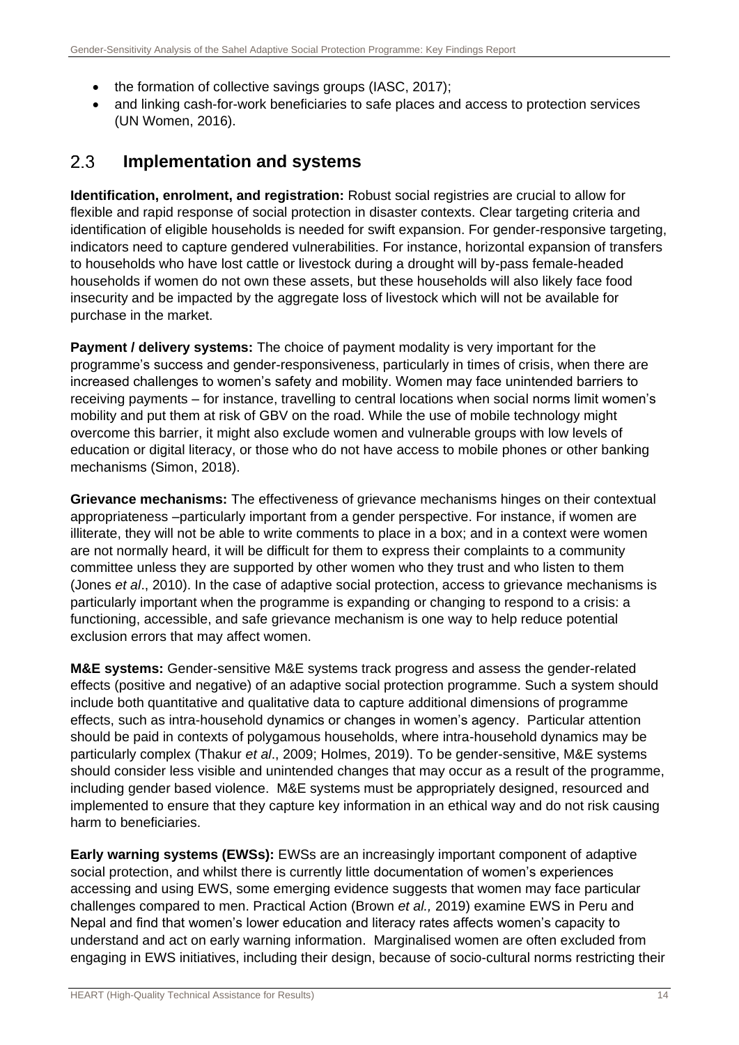- the formation of collective savings groups (IASC, 2017);
- and linking cash-for-work beneficiaries to safe places and access to protection services (UN Women, 2016).

## 2.3 Implementation and systems

**Identification, enrolment, and registration:** Robust social registries are crucial to allow for flexible and rapid response of social protection in disaster contexts. Clear targeting criteria and identification of eligible households is needed for swift expansion. For gender-responsive targeting, indicators need to capture gendered vulnerabilities. For instance, horizontal expansion of transfers to households who have lost cattle or livestock during a drought will by-pass female-headed households if women do not own these assets, but these households will also likely face food insecurity and be impacted by the aggregate loss of livestock which will not be available for purchase in the market.

**Payment / delivery systems:** The choice of payment modality is very important for the programme's success and gender-responsiveness, particularly in times of crisis, when there are increased challenges to women's safety and mobility. Women may face unintended barriers to receiving payments – for instance, travelling to central locations when social norms limit women's mobility and put them at risk of GBV on the road. While the use of mobile technology might overcome this barrier, it might also exclude women and vulnerable groups with low levels of education or digital literacy, or those who do not have access to mobile phones or other banking mechanisms (Simon, 2018).

**Grievance mechanisms:** The effectiveness of grievance mechanisms hinges on their contextual appropriateness –particularly important from a gender perspective. For instance, if women are illiterate, they will not be able to write comments to place in a box; and in a context were women are not normally heard, it will be difficult for them to express their complaints to a community committee unless they are supported by other women who they trust and who listen to them (Jones *et al*., 2010). In the case of adaptive social protection, access to grievance mechanisms is particularly important when the programme is expanding or changing to respond to a crisis: a functioning, accessible, and safe grievance mechanism is one way to help reduce potential exclusion errors that may affect women.

**M&E systems:** Gender-sensitive M&E systems track progress and assess the gender-related effects (positive and negative) of an adaptive social protection programme. Such a system should include both quantitative and qualitative data to capture additional dimensions of programme effects, such as intra-household dynamics or changes in women's agency. Particular attention should be paid in contexts of polygamous households, where intra-household dynamics may be particularly complex (Thakur *et al*., 2009; Holmes, 2019). To be gender-sensitive, M&E systems should consider less visible and unintended changes that may occur as a result of the programme, including gender based violence. M&E systems must be appropriately designed, resourced and implemented to ensure that they capture key information in an ethical way and do not risk causing harm to beneficiaries.

**Early warning systems (EWSs):** EWSs are an increasingly important component of adaptive social protection, and whilst there is currently little documentation of women's experiences accessing and using EWS, some emerging evidence suggests that women may face particular challenges compared to men. Practical Action (Brown *et al.,* 2019) examine EWS in Peru and Nepal and find that women's lower education and literacy rates affects women's capacity to understand and act on early warning information. Marginalised women are often excluded from engaging in EWS initiatives, including their design, because of socio-cultural norms restricting their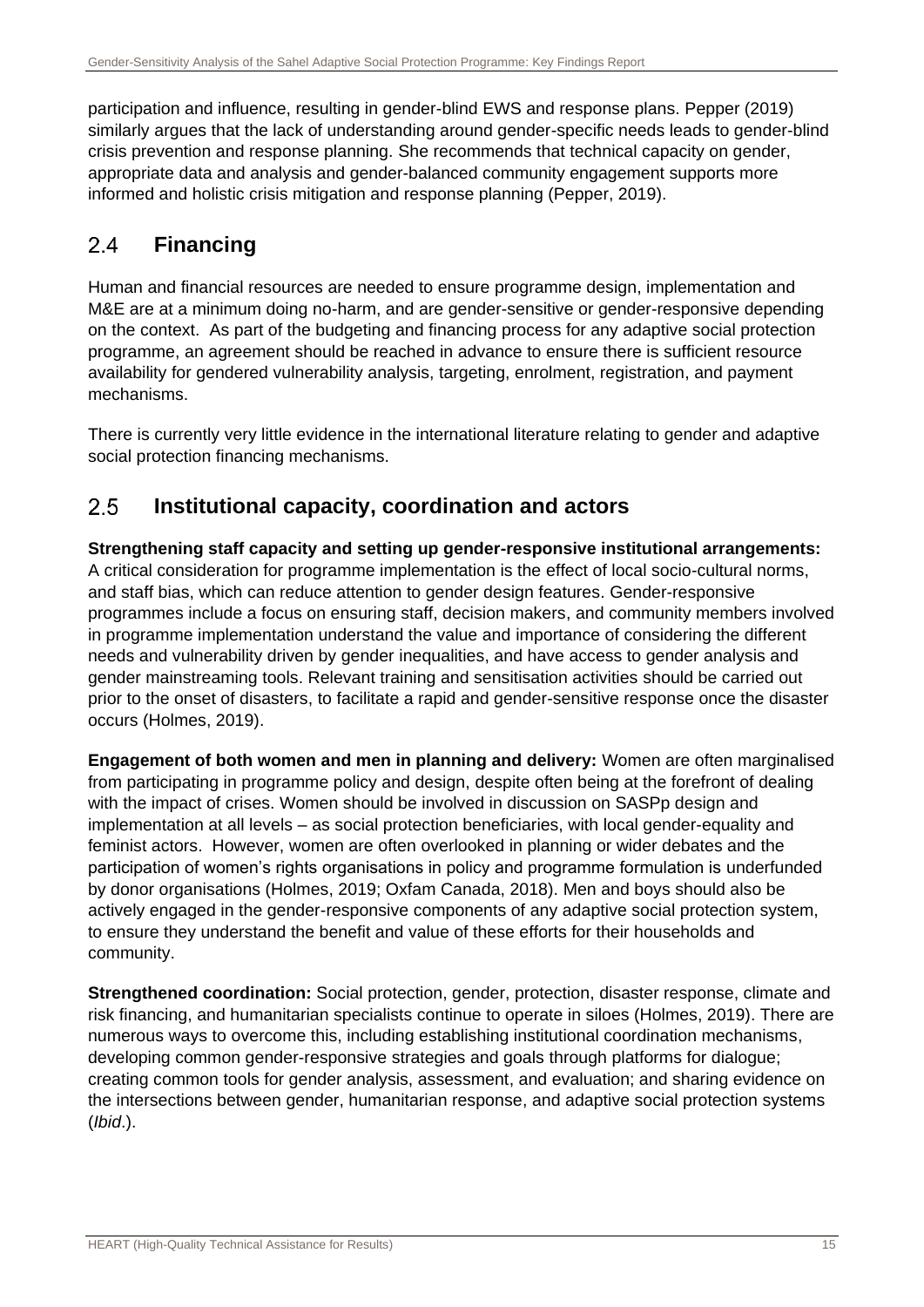participation and influence, resulting in gender-blind EWS and response plans. Pepper (2019) similarly argues that the lack of understanding around gender-specific needs leads to gender-blind crisis prevention and response planning. She recommends that technical capacity on gender, appropriate data and analysis and gender-balanced community engagement supports more informed and holistic crisis mitigation and response planning (Pepper, 2019).

## 2.4 Financing

Human and financial resources are needed to ensure programme design, implementation and M&E are at a minimum doing no-harm, and are gender-sensitive or gender-responsive depending on the context. As part of the budgeting and financing process for any adaptive social protection programme, an agreement should be reached in advance to ensure there is sufficient resource availability for gendered vulnerability analysis, targeting, enrolment, registration, and payment mechanisms.

There is currently very little evidence in the international literature relating to gender and adaptive social protection financing mechanisms.

## 2.5 Institutional capacity, coordination and actors

**Strengthening staff capacity and setting up gender-responsive institutional arrangements:** A critical consideration for programme implementation is the effect of local socio-cultural norms, and staff bias, which can reduce attention to gender design features. Gender-responsive programmes include a focus on ensuring staff, decision makers, and community members involved in programme implementation understand the value and importance of considering the different needs and vulnerability driven by gender inequalities, and have access to gender analysis and gender mainstreaming tools. Relevant training and sensitisation activities should be carried out prior to the onset of disasters, to facilitate a rapid and gender-sensitive response once the disaster occurs (Holmes, 2019).

**Engagement of both women and men in planning and delivery:** Women are often marginalised from participating in programme policy and design, despite often being at the forefront of dealing with the impact of crises. Women should be involved in discussion on SASPp design and implementation at all levels – as social protection beneficiaries, with local gender-equality and feminist actors. However, women are often overlooked in planning or wider debates and the participation of women's rights organisations in policy and programme formulation is underfunded by donor organisations (Holmes, 2019; Oxfam Canada, 2018). Men and boys should also be actively engaged in the gender-responsive components of any adaptive social protection system, to ensure they understand the benefit and value of these efforts for their households and community.

**Strengthened coordination:** Social protection, gender, protection, disaster response, climate and risk financing, and humanitarian specialists continue to operate in siloes (Holmes, 2019). There are numerous ways to overcome this, including establishing institutional coordination mechanisms, developing common gender-responsive strategies and goals through platforms for dialogue; creating common tools for gender analysis, assessment, and evaluation; and sharing evidence on the intersections between gender, humanitarian response, and adaptive social protection systems (*Ibid*.).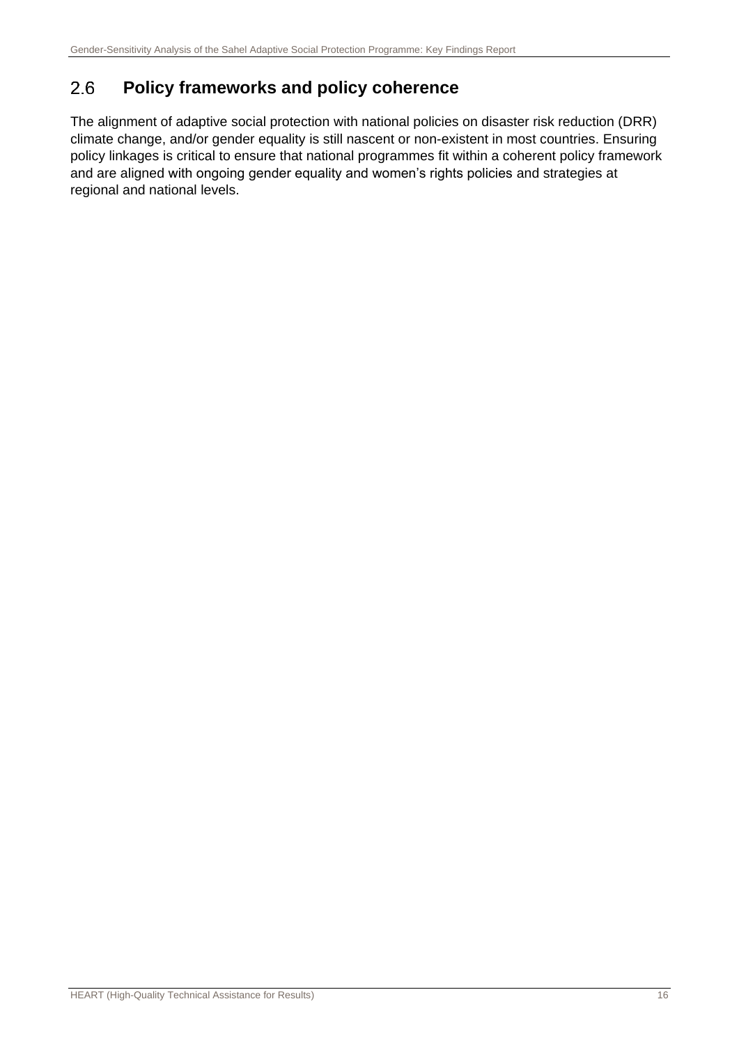## 2.6 Policy frameworks and policy coherence

The alignment of adaptive social protection with national policies on disaster risk reduction (DRR) climate change, and/or gender equality is still nascent or non-existent in most countries. Ensuring policy linkages is critical to ensure that national programmes fit within a coherent policy framework and are aligned with ongoing gender equality and women's rights policies and strategies at regional and national levels.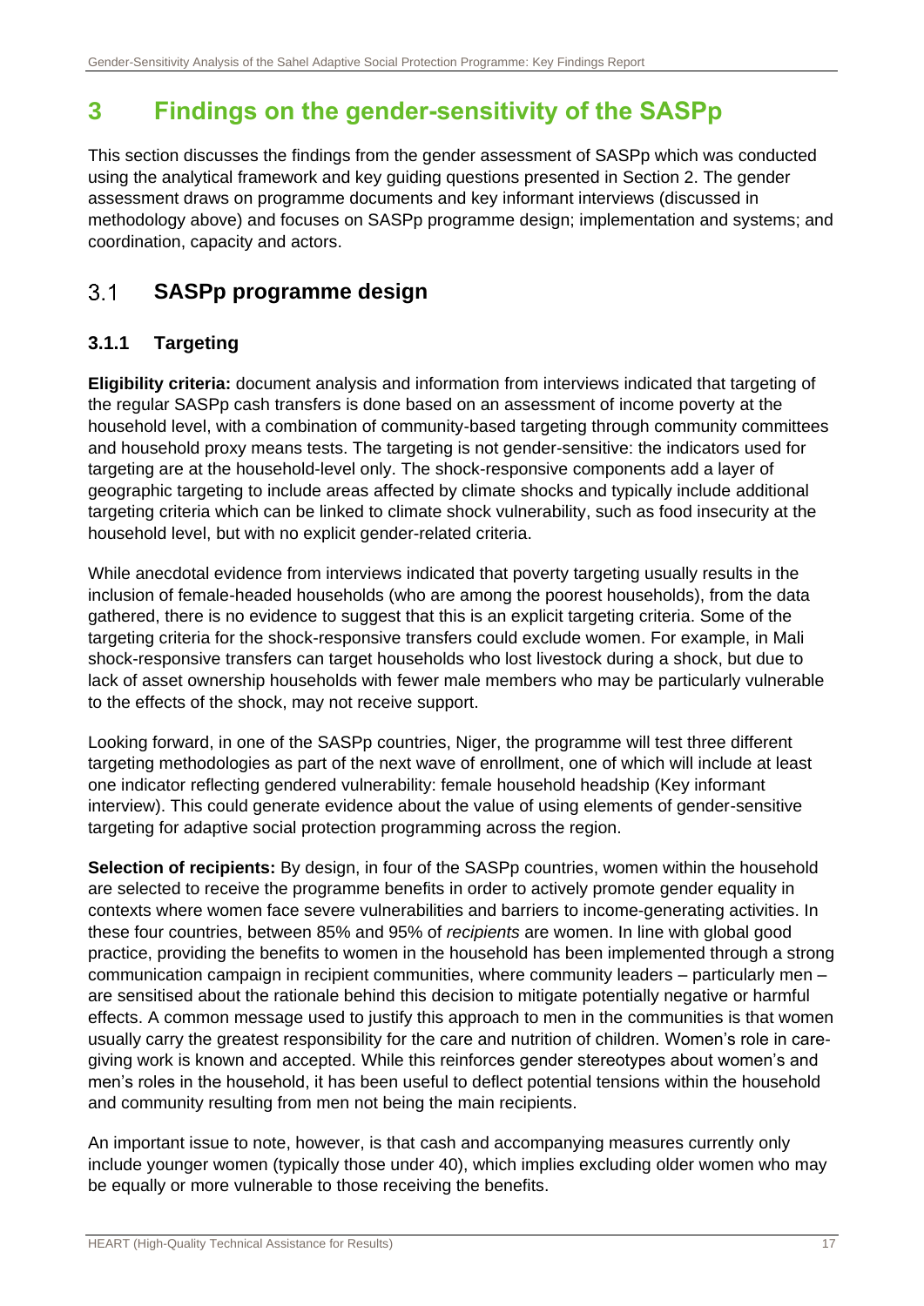# 3 Findings on the gender-sensitivity of the SASPp

This section discusses the findings from the gender assessment of SASPp which was conducted using the analytical framework and key guiding questions presented in Section 2. The gender assessment draws on programme documents and key informant interviews (discussed in methodology above) and focuses on SASPp programme design; implementation and systems; and coordination, capacity and actors.

## 3.1 SASPp programme design

### 3.1.1 Targeting

**Eligibility criteria:** document analysis and information from interviews indicated that targeting of the regular SASPp cash transfers is done based on an assessment of income poverty at the household level, with a combination of community-based targeting through community committees and household proxy means tests. The targeting is not gender-sensitive: the indicators used for targeting are at the household-level only. The shock-responsive components add a layer of geographic targeting to include areas affected by climate shocks and typically include additional targeting criteria which can be linked to climate shock vulnerability, such as food insecurity at the household level, but with no explicit gender-related criteria.

While anecdotal evidence from interviews indicated that poverty targeting usually results in the inclusion of female-headed households (who are among the poorest households), from the data gathered, there is no evidence to suggest that this is an explicit targeting criteria. Some of the targeting criteria for the shock-responsive transfers could exclude women. For example, in Mali shock-responsive transfers can target households who lost livestock during a shock, but due to lack of asset ownership households with fewer male members who may be particularly vulnerable to the effects of the shock, may not receive support.

Looking forward, in one of the SASPp countries, Niger, the programme will test three different targeting methodologies as part of the next wave of enrollment, one of which will include at least one indicator reflecting gendered vulnerability: female household headship (Key informant interview). This could generate evidence about the value of using elements of gender-sensitive targeting for adaptive social protection programming across the region.

**Selection of recipients:** By design, in four of the SASPp countries, women within the household are selected to receive the programme benefits in order to actively promote gender equality in contexts where women face severe vulnerabilities and barriers to income-generating activities. In these four countries, between 85% and 95% of *recipients* are women. In line with global good practice, providing the benefits to women in the household has been implemented through a strong communication campaign in recipient communities, where community leaders – particularly men – are sensitised about the rationale behind this decision to mitigate potentially negative or harmful effects. A common message used to justify this approach to men in the communities is that women usually carry the greatest responsibility for the care and nutrition of children. Women's role in care-giving work is known and accepted. While this reinforces gender stereotypes about women's and men's roles in the household, it has been useful to deflect potential tensions within the household and community resulting from men not being the main recipients.

An important issue to note, however, is that cash and accompanying measures currently only include younger women (typically those under 40), which implies excluding older women who may be equally or more vulnerable to those receiving the benefits.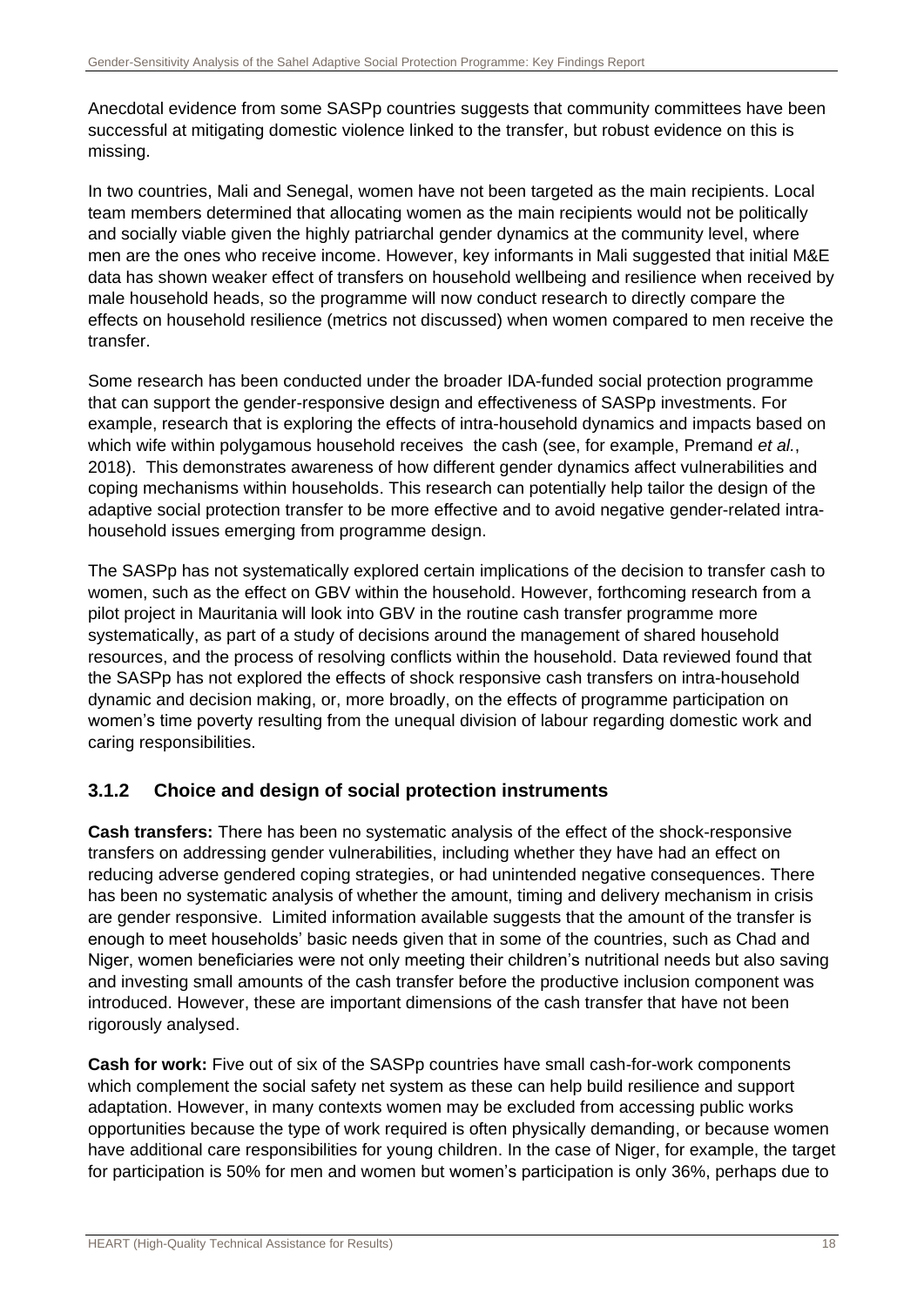Anecdotal evidence from some SASPp countries suggests that community committees have been successful at mitigating domestic violence linked to the transfer, but robust evidence on this is missing.

In two countries, Mali and Senegal, women have not been targeted as the main recipients. Local team members determined that allocating women as the main recipients would not be politically and socially viable given the highly patriarchal gender dynamics at the community level, where men are the ones who receive income. However, key informants in Mali suggested that initial M&E data has shown weaker effect of transfers on household wellbeing and resilience when received by male household heads, so the programme will now conduct research to directly compare the effects on household resilience (metrics not discussed) when women compared to men receive the transfer.

Some research has been conducted under the broader IDA-funded social protection programme that can support the gender-responsive design and effectiveness of SASPp investments. For example, research that is exploring the effects of intra-household dynamics and impacts based on which wife within polygamous household receives the cash (see, for example, Premand *et al.*, 2018). This demonstrates awareness of how different gender dynamics affect vulnerabilities and coping mechanisms within households. This research can potentially help tailor the design of the adaptive social protection transfer to be more effective and to avoid negative gender-related intra-household issues emerging from programme design.

The SASPp has not systematically explored certain implications of the decision to transfer cash to women, such as the effect on GBV within the household. However, forthcoming research from a pilot project in Mauritania will look into GBV in the routine cash transfer programme more systematically, as part of a study of decisions around the management of shared household resources, and the process of resolving conflicts within the household. Data reviewed found that the SASPp has not explored the effects of shock responsive cash transfers on intra-household dynamic and decision making, or, more broadly, on the effects of programme participation on women's time poverty resulting from the unequal division of labour regarding domestic work and caring responsibilities.

### 3.1.2 Choice and design of social protection instruments

**Cash transfers:** There has been no systematic analysis of the effect of the shock-responsive transfers on addressing gender vulnerabilities, including whether they have had an effect on reducing adverse gendered coping strategies, or had unintended negative consequences. There has been no systematic analysis of whether the amount, timing and delivery mechanism in crisis are gender responsive. Limited information available suggests that the amount of the transfer is enough to meet households' basic needs given that in some of the countries, such as Chad and Niger, women beneficiaries were not only meeting their children's nutritional needs but also saving and investing small amounts of the cash transfer before the productive inclusion component was introduced. However, these are important dimensions of the cash transfer that have not been rigorously analysed.

**Cash for work:** Five out of six of the SASPp countries have small cash-for-work components which complement the social safety net system as these can help build resilience and support adaptation. However, in many contexts women may be excluded from accessing public works opportunities because the type of work required is often physically demanding, or because women have additional care responsibilities for young children. In the case of Niger, for example, the target for participation is 50% for men and women but women's participation is only 36%, perhaps due to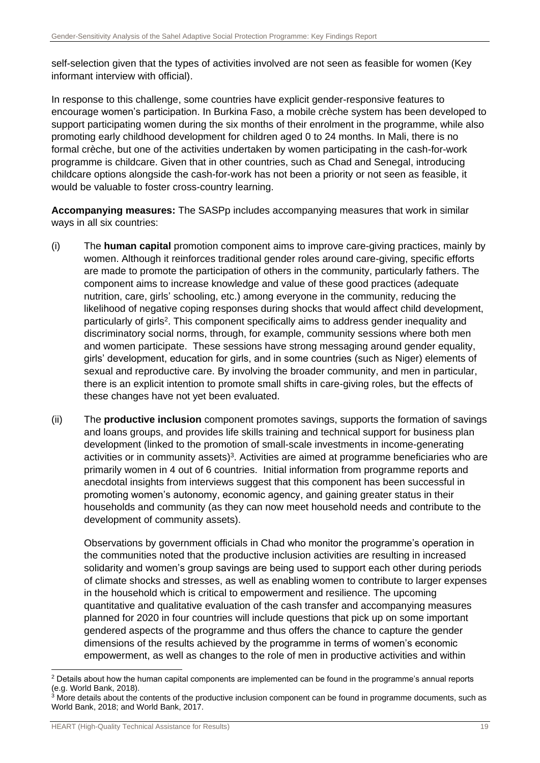self-selection given that the types of activities involved are not seen as feasible for women (Key informant interview with official).

In response to this challenge, some countries have explicit gender-responsive features to encourage women's participation. In Burkina Faso, a mobile crèche system has been developed to support participating women during the six months of their enrolment in the programme, while also promoting early childhood development for children aged 0 to 24 months. In Mali, there is no formal crèche, but one of the activities undertaken by women participating in the cash-for-work programme is childcare. Given that in other countries, such as Chad and Senegal, introducing childcare options alongside the cash-for-work has not been a priority or not seen as feasible, it would be valuable to foster cross-country learning.

**Accompanying measures:** The SASPp includes accompanying measures that work in similar ways in all six countries:

(i) The **human capital** promotion component aims to improve care-giving practices, mainly by women. Although it reinforces traditional gender roles around care-giving, specific efforts are made to promote the participation of others in the community, particularly fathers. The component aims to increase knowledge and value of these good practices (adequate nutrition, care, girls' schooling, etc.) among everyone in the community, reducing the likelihood of negative coping responses during shocks that would affect child development, particularly of girls[2]. This component specifically aims to address gender inequality and discriminatory social norms, through, for example, community sessions where both men and women participate. These sessions have strong messaging around gender equality, girls' development, education for girls, and in some countries (such as Niger) elements of sexual and reproductive care. By involving the broader community, and men in particular, there is an explicit intention to promote small shifts in care-giving roles, but the effects of these changes have not yet been evaluated.

(ii) The **productive inclusion** component promotes savings, supports the formation of savings and loans groups, and provides life skills training and technical support for business plan development (linked to the promotion of small-scale investments in income-generating activities or in community assets)[3]. Activities are aimed at programme beneficiaries who are primarily women in 4 out of 6 countries. Initial information from programme reports and anecdotal insights from interviews suggest that this component has been successful in promoting women's autonomy, economic agency, and gaining greater status in their households and community (as they can now meet household needs and contribute to the development of community assets).

Observations by government officials in Chad who monitor the programme's operation in the communities noted that the productive inclusion activities are resulting in increased solidarity and women's group savings are being used to support each other during periods of climate shocks and stresses, as well as enabling women to contribute to larger expenses in the household which is critical to empowerment and resilience. The upcoming quantitative and qualitative evaluation of the cash transfer and accompanying measures planned for 2020 in four countries will include questions that pick up on some important gendered aspects of the programme and thus offers the chance to capture the gender dimensions of the results achieved by the programme in terms of women's economic empowerment, as well as changes to the role of men in productive activities and within

---

[2] Details about how the human capital components are implemented can be found in the programme's annual reports (e.g. World Bank, 2018).

[3] More details about the contents of the productive inclusion component can be found in programme documents, such as World Bank, 2018; and World Bank, 2017.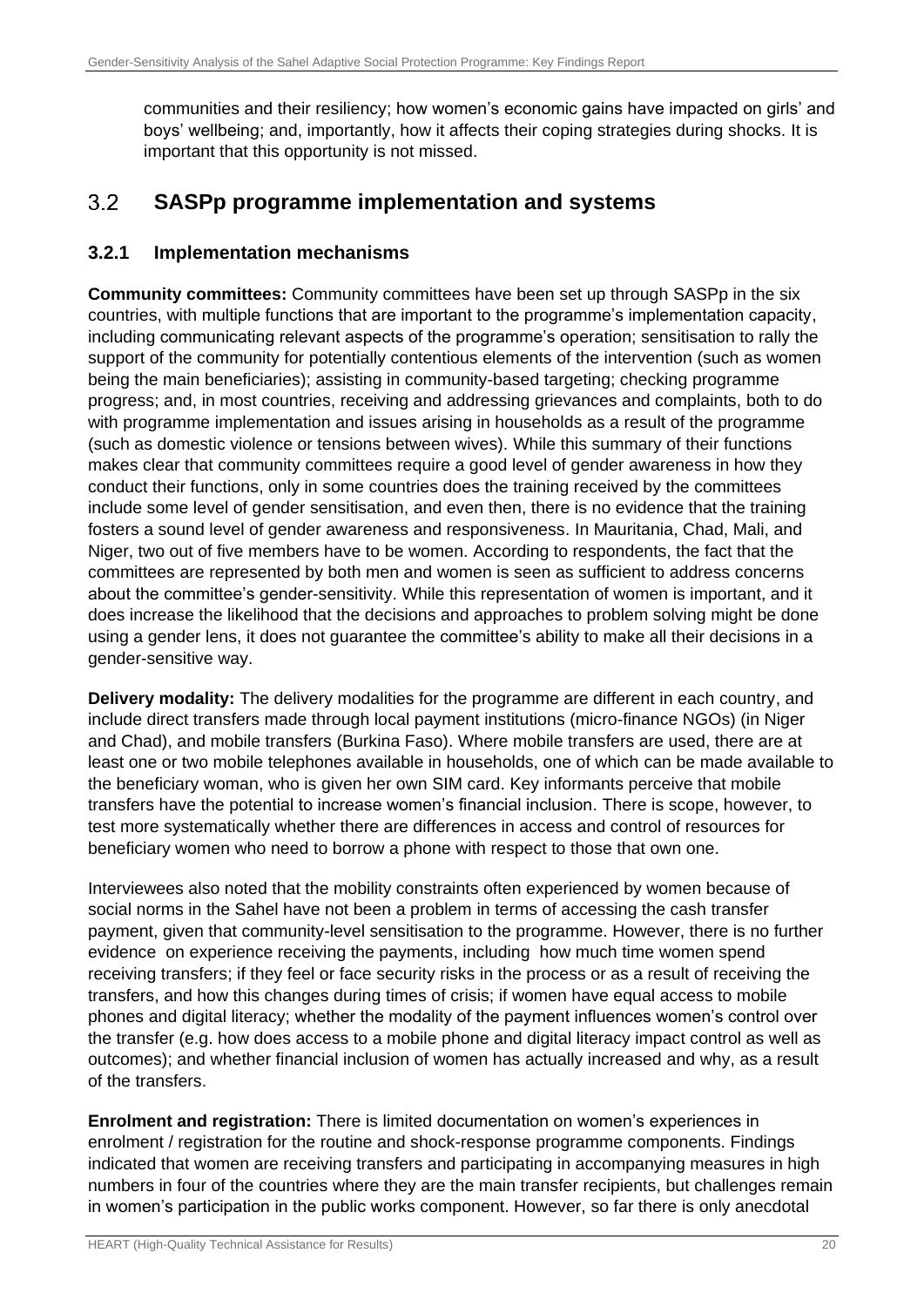communities and their resiliency; how women's economic gains have impacted on girls' and boys' wellbeing; and, importantly, how it affects their coping strategies during shocks. It is important that this opportunity is not missed.

## 3.2 SASPp programme implementation and systems

### 3.2.1 Implementation mechanisms

**Community committees:** Community committees have been set up through SASPp in the six countries, with multiple functions that are important to the programme's implementation capacity, including communicating relevant aspects of the programme's operation; sensitisation to rally the support of the community for potentially contentious elements of the intervention (such as women being the main beneficiaries); assisting in community-based targeting; checking programme progress; and, in most countries, receiving and addressing grievances and complaints, both to do with programme implementation and issues arising in households as a result of the programme (such as domestic violence or tensions between wives). While this summary of their functions makes clear that community committees require a good level of gender awareness in how they conduct their functions, only in some countries does the training received by the committees include some level of gender sensitisation, and even then, there is no evidence that the training fosters a sound level of gender awareness and responsiveness. In Mauritania, Chad, Mali, and Niger, two out of five members have to be women. According to respondents, the fact that the committees are represented by both men and women is seen as sufficient to address concerns about the committee's gender-sensitivity. While this representation of women is important, and it does increase the likelihood that the decisions and approaches to problem solving might be done using a gender lens, it does not guarantee the committee's ability to make all their decisions in a gender-sensitive way.

**Delivery modality:** The delivery modalities for the programme are different in each country, and include direct transfers made through local payment institutions (micro-finance NGOs) (in Niger and Chad), and mobile transfers (Burkina Faso). Where mobile transfers are used, there are at least one or two mobile telephones available in households, one of which can be made available to the beneficiary woman, who is given her own SIM card. Key informants perceive that mobile transfers have the potential to increase women's financial inclusion. There is scope, however, to test more systematically whether there are differences in access and control of resources for beneficiary women who need to borrow a phone with respect to those that own one.

Interviewees also noted that the mobility constraints often experienced by women because of social norms in the Sahel have not been a problem in terms of accessing the cash transfer payment, given that community-level sensitisation to the programme. However, there is no further evidence on experience receiving the payments, including how much time women spend receiving transfers; if they feel or face security risks in the process or as a result of receiving the transfers, and how this changes during times of crisis; if women have equal access to mobile phones and digital literacy; whether the modality of the payment influences women's control over the transfer (e.g. how does access to a mobile phone and digital literacy impact control as well as outcomes); and whether financial inclusion of women has actually increased and why, as a result of the transfers.

**Enrolment and registration:** There is limited documentation on women's experiences in enrolment / registration for the routine and shock-response programme components. Findings indicated that women are receiving transfers and participating in accompanying measures in high numbers in four of the countries where they are the main transfer recipients, but challenges remain in women's participation in the public works component. However, so far there is only anecdotal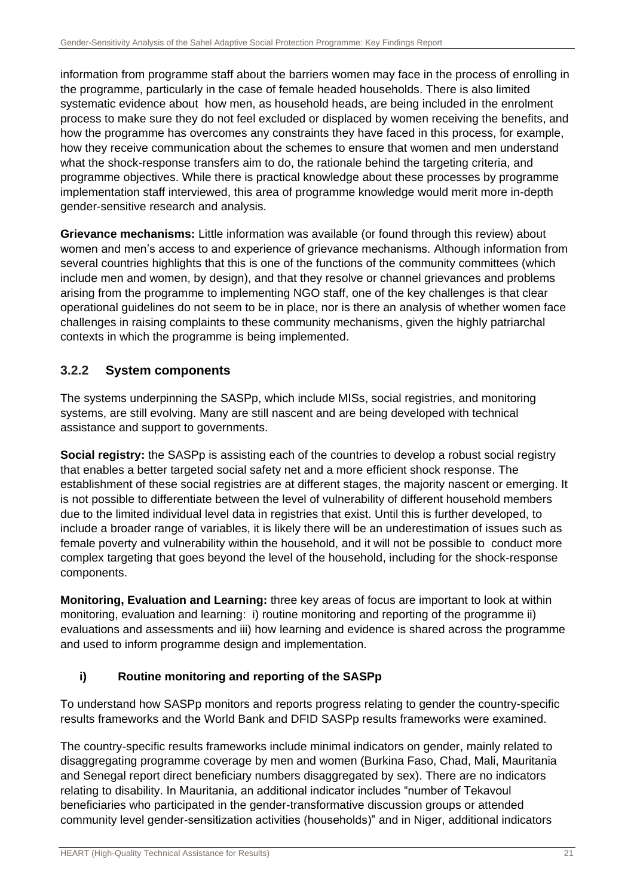information from programme staff about the barriers women may face in the process of enrolling in the programme, particularly in the case of female headed households. There is also limited systematic evidence about how men, as household heads, are being included in the enrolment process to make sure they do not feel excluded or displaced by women receiving the benefits, and how the programme has overcomes any constraints they have faced in this process, for example, how they receive communication about the schemes to ensure that women and men understand what the shock-response transfers aim to do, the rationale behind the targeting criteria, and programme objectives. While there is practical knowledge about these processes by programme implementation staff interviewed, this area of programme knowledge would merit more in-depth gender-sensitive research and analysis.

**Grievance mechanisms:** Little information was available (or found through this review) about women and men's access to and experience of grievance mechanisms. Although information from several countries highlights that this is one of the functions of the community committees (which include men and women, by design), and that they resolve or channel grievances and problems arising from the programme to implementing NGO staff, one of the key challenges is that clear operational guidelines do not seem to be in place, nor is there an analysis of whether women face challenges in raising complaints to these community mechanisms, given the highly patriarchal contexts in which the programme is being implemented.

### 3.2.2 System components

The systems underpinning the SASPp, which include MISs, social registries, and monitoring systems, are still evolving. Many are still nascent and are being developed with technical assistance and support to governments.

**Social registry:** the SASPp is assisting each of the countries to develop a robust social registry that enables a better targeted social safety net and a more efficient shock response. The establishment of these social registries are at different stages, the majority nascent or emerging. It is not possible to differentiate between the level of vulnerability of different household members due to the limited individual level data in registries that exist. Until this is further developed, to include a broader range of variables, it is likely there will be an underestimation of issues such as female poverty and vulnerability within the household, and it will not be possible to conduct more complex targeting that goes beyond the level of the household, including for the shock-response components.

**Monitoring, Evaluation and Learning:** three key areas of focus are important to look at within monitoring, evaluation and learning: i) routine monitoring and reporting of the programme ii) evaluations and assessments and iii) how learning and evidence is shared across the programme and used to inform programme design and implementation.

#### i) Routine monitoring and reporting of the SASPp

To understand how SASPp monitors and reports progress relating to gender the country-specific results frameworks and the World Bank and DFID SASPp results frameworks were examined.

The country-specific results frameworks include minimal indicators on gender, mainly related to disaggregating programme coverage by men and women (Burkina Faso, Chad, Mali, Mauritania and Senegal report direct beneficiary numbers disaggregated by sex). There are no indicators relating to disability. In Mauritania, an additional indicator includes "number of Tekavoul beneficiaries who participated in the gender-transformative discussion groups or attended community level gender-sensitization activities (households)" and in Niger, additional indicators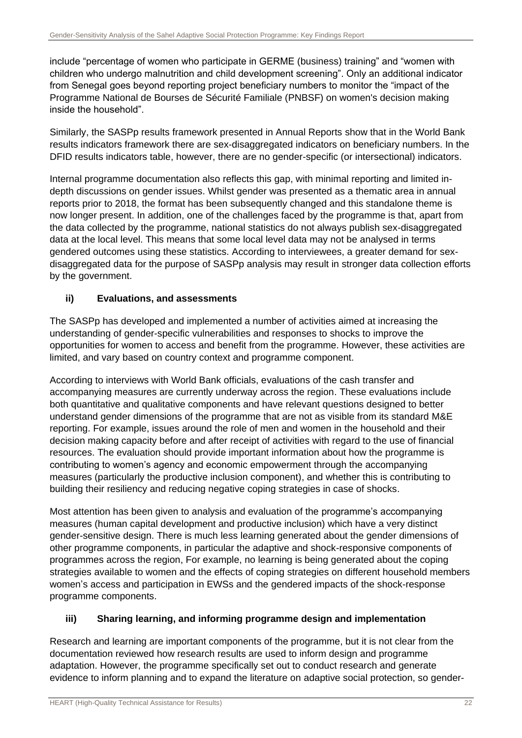include "percentage of women who participate in GERME (business) training" and "women with children who undergo malnutrition and child development screening". Only an additional indicator from Senegal goes beyond reporting project beneficiary numbers to monitor the "impact of the Programme National de Bourses de Sécurité Familiale (PNBSF) on women's decision making inside the household".

Similarly, the SASPp results framework presented in Annual Reports show that in the World Bank results indicators framework there are sex-disaggregated indicators on beneficiary numbers. In the DFID results indicators table, however, there are no gender-specific (or intersectional) indicators.

Internal programme documentation also reflects this gap, with minimal reporting and limited in-depth discussions on gender issues. Whilst gender was presented as a thematic area in annual reports prior to 2018, the format has been subsequently changed and this standalone theme is now longer present. In addition, one of the challenges faced by the programme is that, apart from the data collected by the programme, national statistics do not always publish sex-disaggregated data at the local level. This means that some local level data may not be analysed in terms gendered outcomes using these statistics. According to interviewees, a greater demand for sex-disaggregated data for the purpose of SASPp analysis may result in stronger data collection efforts by the government.

### ii) Evaluations, and assessments

The SASPp has developed and implemented a number of activities aimed at increasing the understanding of gender-specific vulnerabilities and responses to shocks to improve the opportunities for women to access and benefit from the programme. However, these activities are limited, and vary based on country context and programme component.

According to interviews with World Bank officials, evaluations of the cash transfer and accompanying measures are currently underway across the region. These evaluations include both quantitative and qualitative components and have relevant questions designed to better understand gender dimensions of the programme that are not as visible from its standard M&E reporting. For example, issues around the role of men and women in the household and their decision making capacity before and after receipt of activities with regard to the use of financial resources. The evaluation should provide important information about how the programme is contributing to women's agency and economic empowerment through the accompanying measures (particularly the productive inclusion component), and whether this is contributing to building their resiliency and reducing negative coping strategies in case of shocks.

Most attention has been given to analysis and evaluation of the programme's accompanying measures (human capital development and productive inclusion) which have a very distinct gender-sensitive design. There is much less learning generated about the gender dimensions of other programme components, in particular the adaptive and shock-responsive components of programmes across the region, For example, no learning is being generated about the coping strategies available to women and the effects of coping strategies on different household members women's access and participation in EWSs and the gendered impacts of the shock-response programme components.

### iii) Sharing learning, and informing programme design and implementation

Research and learning are important components of the programme, but it is not clear from the documentation reviewed how research results are used to inform design and programme adaptation. However, the programme specifically set out to conduct research and generate evidence to inform planning and to expand the literature on adaptive social protection, so gender-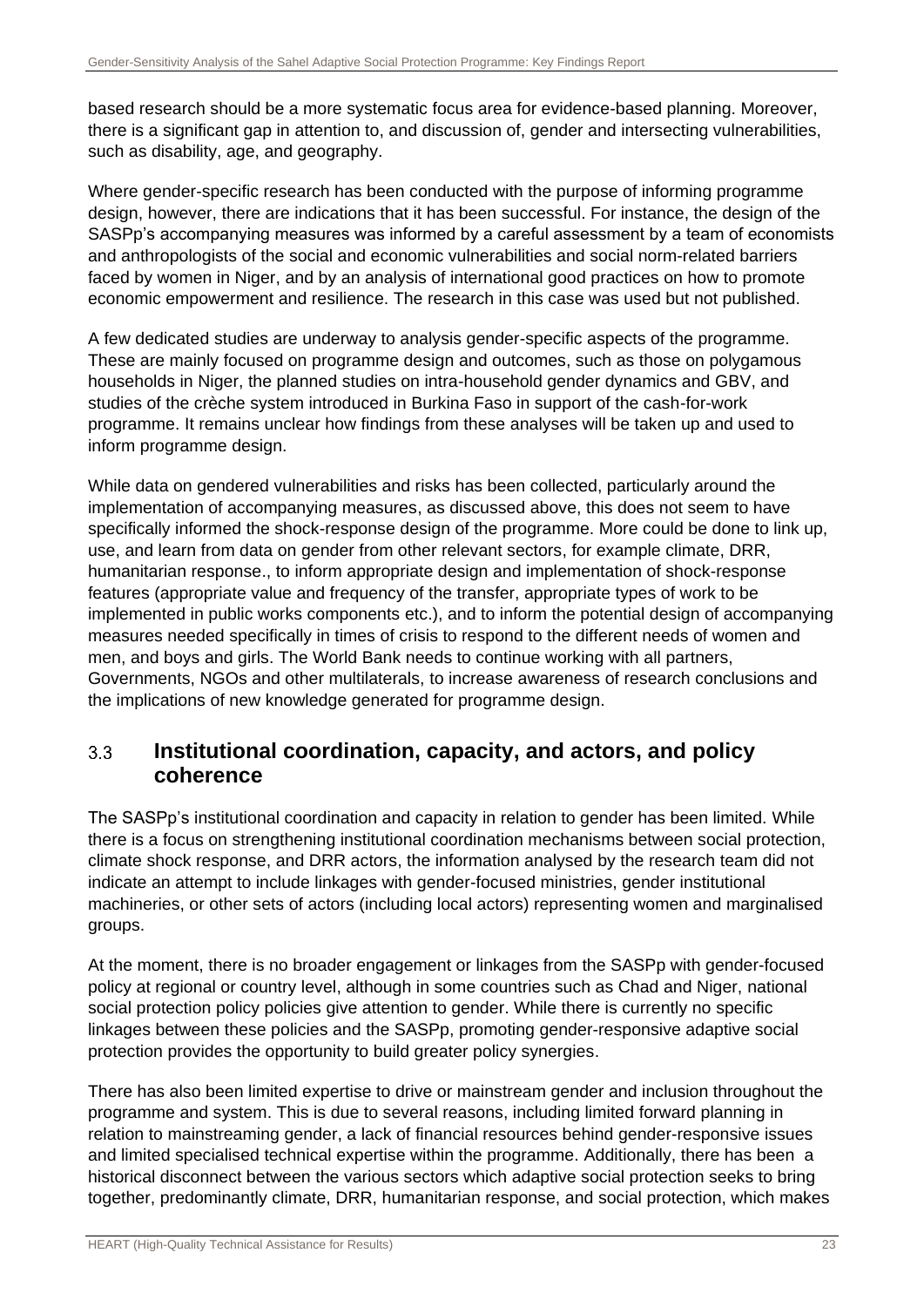based research should be a more systematic focus area for evidence-based planning. Moreover, there is a significant gap in attention to, and discussion of, gender and intersecting vulnerabilities, such as disability, age, and geography.

Where gender-specific research has been conducted with the purpose of informing programme design, however, there are indications that it has been successful. For instance, the design of the SASPp's accompanying measures was informed by a careful assessment by a team of economists and anthropologists of the social and economic vulnerabilities and social norm-related barriers faced by women in Niger, and by an analysis of international good practices on how to promote economic empowerment and resilience. The research in this case was used but not published.

A few dedicated studies are underway to analysis gender-specific aspects of the programme. These are mainly focused on programme design and outcomes, such as those on polygamous households in Niger, the planned studies on intra-household gender dynamics and GBV, and studies of the crèche system introduced in Burkina Faso in support of the cash-for-work programme. It remains unclear how findings from these analyses will be taken up and used to inform programme design.

While data on gendered vulnerabilities and risks has been collected, particularly around the implementation of accompanying measures, as discussed above, this does not seem to have specifically informed the shock-response design of the programme. More could be done to link up, use, and learn from data on gender from other relevant sectors, for example climate, DRR, humanitarian response., to inform appropriate design and implementation of shock-response features (appropriate value and frequency of the transfer, appropriate types of work to be implemented in public works components etc.), and to inform the potential design of accompanying measures needed specifically in times of crisis to respond to the different needs of women and men, and boys and girls. The World Bank needs to continue working with all partners, Governments, NGOs and other multilaterals, to increase awareness of research conclusions and the implications of new knowledge generated for programme design.

## 3.3 Institutional coordination, capacity, and actors, and policy coherence

The SASPp's institutional coordination and capacity in relation to gender has been limited. While there is a focus on strengthening institutional coordination mechanisms between social protection, climate shock response, and DRR actors, the information analysed by the research team did not indicate an attempt to include linkages with gender-focused ministries, gender institutional machineries, or other sets of actors (including local actors) representing women and marginalised groups.

At the moment, there is no broader engagement or linkages from the SASPp with gender-focused policy at regional or country level, although in some countries such as Chad and Niger, national social protection policy policies give attention to gender. While there is currently no specific linkages between these policies and the SASPp, promoting gender-responsive adaptive social protection provides the opportunity to build greater policy synergies.

There has also been limited expertise to drive or mainstream gender and inclusion throughout the programme and system. This is due to several reasons, including limited forward planning in relation to mainstreaming gender, a lack of financial resources behind gender-responsive issues and limited specialised technical expertise within the programme. Additionally, there has been a historical disconnect between the various sectors which adaptive social protection seeks to bring together, predominantly climate, DRR, humanitarian response, and social protection, which makes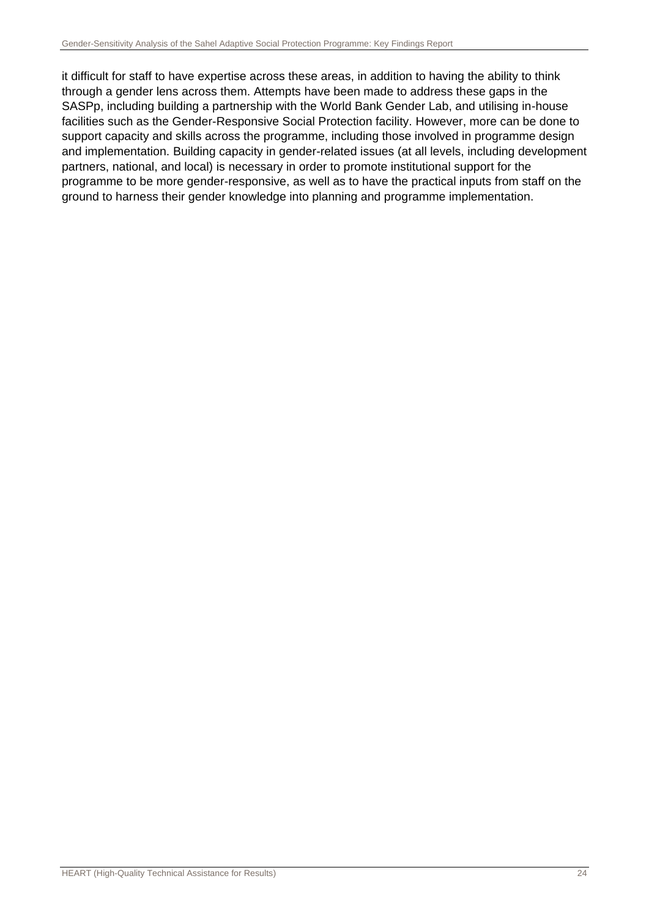it difficult for staff to have expertise across these areas, in addition to having the ability to think through a gender lens across them. Attempts have been made to address these gaps in the SASPp, including building a partnership with the World Bank Gender Lab, and utilising in-house facilities such as the Gender-Responsive Social Protection facility. However, more can be done to support capacity and skills across the programme, including those involved in programme design and implementation. Building capacity in gender-related issues (at all levels, including development partners, national, and local) is necessary in order to promote institutional support for the programme to be more gender-responsive, as well as to have the practical inputs from staff on the ground to harness their gender knowledge into planning and programme implementation.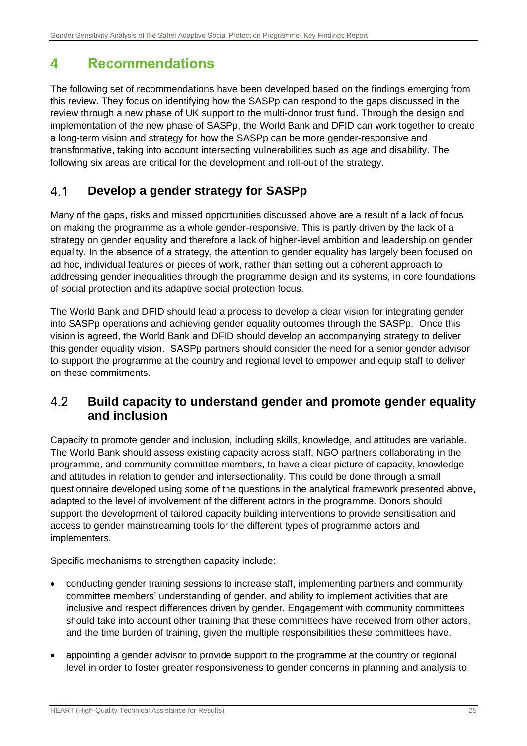# 4 Recommendations

The following set of recommendations have been developed based on the findings emerging from this review. They focus on identifying how the SASPp can respond to the gaps discussed in the review through a new phase of UK support to the multi-donor trust fund. Through the design and implementation of the new phase of SASPp, the World Bank and DFID can work together to create a long-term vision and strategy for how the SASPp can be more gender-responsive and transformative, taking into account intersecting vulnerabilities such as age and disability. The following six areas are critical for the development and roll-out of the strategy.

## 4.1 Develop a gender strategy for SASPp

Many of the gaps, risks and missed opportunities discussed above are a result of a lack of focus on making the programme as a whole gender-responsive. This is partly driven by the lack of a strategy on gender equality and therefore a lack of higher-level ambition and leadership on gender equality. In the absence of a strategy, the attention to gender equality has largely been focused on ad hoc, individual features or pieces of work, rather than setting out a coherent approach to addressing gender inequalities through the programme design and its systems, in core foundations of social protection and its adaptive social protection focus.

The World Bank and DFID should lead a process to develop a clear vision for integrating gender into SASPp operations and achieving gender equality outcomes through the SASPp. Once this vision is agreed, the World Bank and DFID should develop an accompanying strategy to deliver this gender equality vision. SASPp partners should consider the need for a senior gender advisor to support the programme at the country and regional level to empower and equip staff to deliver on these commitments.

## 4.2 Build capacity to understand gender and promote gender equality and inclusion

Capacity to promote gender and inclusion, including skills, knowledge, and attitudes are variable. The World Bank should assess existing capacity across staff, NGO partners collaborating in the programme, and community committee members, to have a clear picture of capacity, knowledge and attitudes in relation to gender and intersectionality. This could be done through a small questionnaire developed using some of the questions in the analytical framework presented above, adapted to the level of involvement of the different actors in the programme. Donors should support the development of tailored capacity building interventions to provide sensitisation and access to gender mainstreaming tools for the different types of programme actors and implementers.

Specific mechanisms to strengthen capacity include:

- conducting gender training sessions to increase staff, implementing partners and community committee members' understanding of gender, and ability to implement activities that are inclusive and respect differences driven by gender. Engagement with community committees should take into account other training that these committees have received from other actors, and the time burden of training, given the multiple responsibilities these committees have.
- appointing a gender advisor to provide support to the programme at the country or regional level in order to foster greater responsiveness to gender concerns in planning and analysis to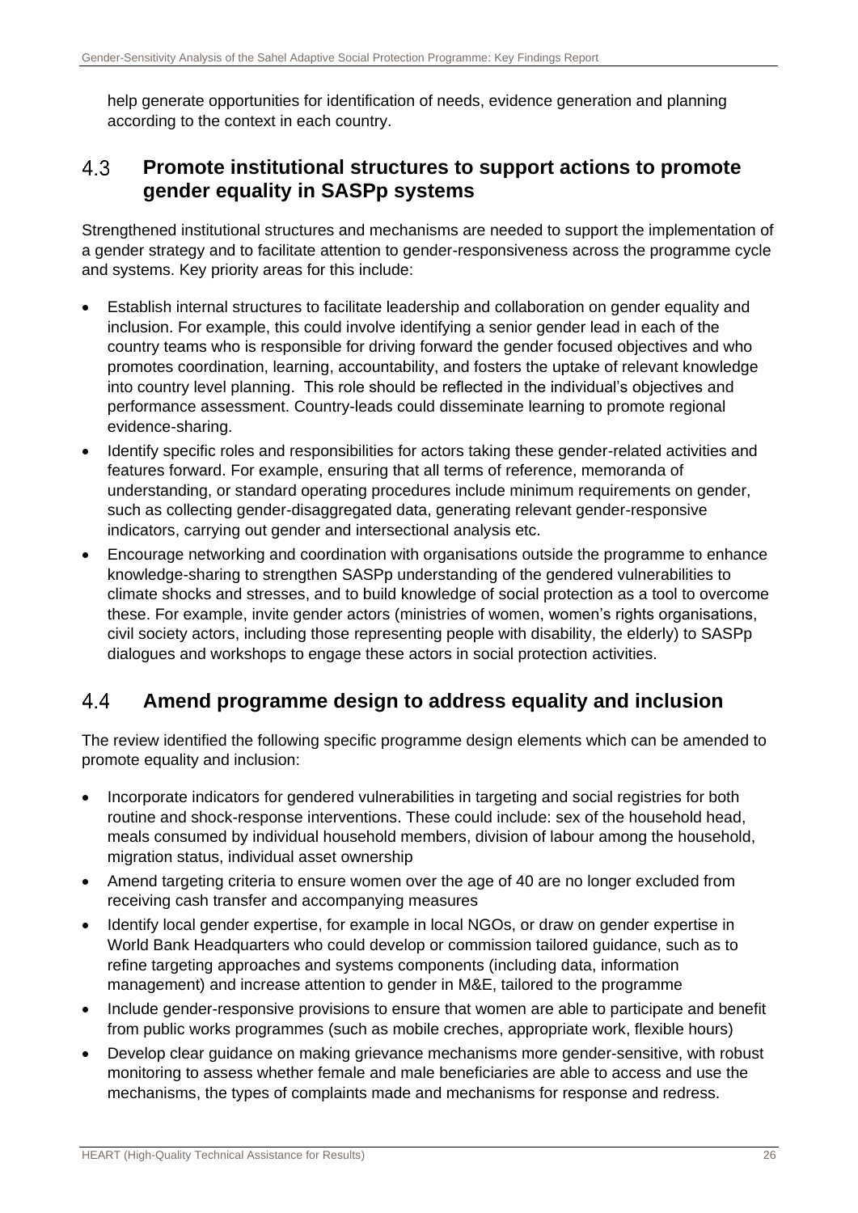help generate opportunities for identification of needs, evidence generation and planning according to the context in each country.

## 4.3 Promote institutional structures to support actions to promote gender equality in SASPp systems

Strengthened institutional structures and mechanisms are needed to support the implementation of a gender strategy and to facilitate attention to gender-responsiveness across the programme cycle and systems. Key priority areas for this include:

- Establish internal structures to facilitate leadership and collaboration on gender equality and inclusion. For example, this could involve identifying a senior gender lead in each of the country teams who is responsible for driving forward the gender focused objectives and who promotes coordination, learning, accountability, and fosters the uptake of relevant knowledge into country level planning. This role should be reflected in the individual's objectives and performance assessment. Country-leads could disseminate learning to promote regional evidence-sharing.
- Identify specific roles and responsibilities for actors taking these gender-related activities and features forward. For example, ensuring that all terms of reference, memoranda of understanding, or standard operating procedures include minimum requirements on gender, such as collecting gender-disaggregated data, generating relevant gender-responsive indicators, carrying out gender and intersectional analysis etc.
- Encourage networking and coordination with organisations outside the programme to enhance knowledge-sharing to strengthen SASPp understanding of the gendered vulnerabilities to climate shocks and stresses, and to build knowledge of social protection as a tool to overcome these. For example, invite gender actors (ministries of women, women's rights organisations, civil society actors, including those representing people with disability, the elderly) to SASPp dialogues and workshops to engage these actors in social protection activities.

## 4.4 Amend programme design to address equality and inclusion

The review identified the following specific programme design elements which can be amended to promote equality and inclusion:

- Incorporate indicators for gendered vulnerabilities in targeting and social registries for both routine and shock-response interventions. These could include: sex of the household head, meals consumed by individual household members, division of labour among the household, migration status, individual asset ownership
- Amend targeting criteria to ensure women over the age of 40 are no longer excluded from receiving cash transfer and accompanying measures
- Identify local gender expertise, for example in local NGOs, or draw on gender expertise in World Bank Headquarters who could develop or commission tailored guidance, such as to refine targeting approaches and systems components (including data, information management) and increase attention to gender in M&E, tailored to the programme
- Include gender-responsive provisions to ensure that women are able to participate and benefit from public works programmes (such as mobile creches, appropriate work, flexible hours)
- Develop clear guidance on making grievance mechanisms more gender-sensitive, with robust monitoring to assess whether female and male beneficiaries are able to access and use the mechanisms, the types of complaints made and mechanisms for response and redress.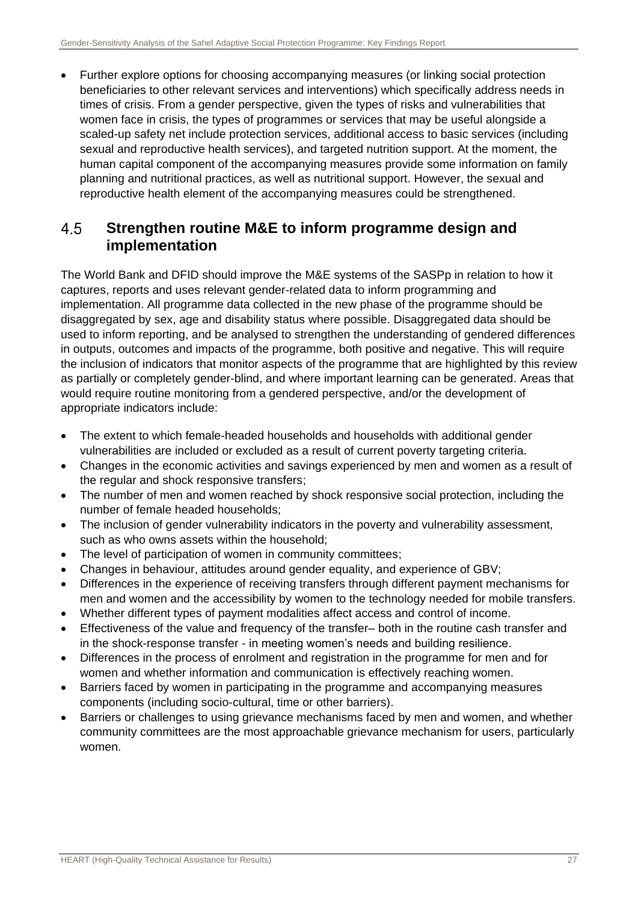- Further explore options for choosing accompanying measures (or linking social protection beneficiaries to other relevant services and interventions) which specifically address needs in times of crisis. From a gender perspective, given the types of risks and vulnerabilities that women face in crisis, the types of programmes or services that may be useful alongside a scaled-up safety net include protection services, additional access to basic services (including sexual and reproductive health services), and targeted nutrition support. At the moment, the human capital component of the accompanying measures provide some information on family planning and nutritional practices, as well as nutritional support. However, the sexual and reproductive health element of the accompanying measures could be strengthened.

## 4.5 Strengthen routine M&E to inform programme design and implementation

The World Bank and DFID should improve the M&E systems of the SASPp in relation to how it captures, reports and uses relevant gender-related data to inform programming and implementation. All programme data collected in the new phase of the programme should be disaggregated by sex, age and disability status where possible. Disaggregated data should be used to inform reporting, and be analysed to strengthen the understanding of gendered differences in outputs, outcomes and impacts of the programme, both positive and negative. This will require the inclusion of indicators that monitor aspects of the programme that are highlighted by this review as partially or completely gender-blind, and where important learning can be generated. Areas that would require routine monitoring from a gendered perspective, and/or the development of appropriate indicators include:

- The extent to which female-headed households and households with additional gender vulnerabilities are included or excluded as a result of current poverty targeting criteria.
- Changes in the economic activities and savings experienced by men and women as a result of the regular and shock responsive transfers;
- The number of men and women reached by shock responsive social protection, including the number of female headed households;
- The inclusion of gender vulnerability indicators in the poverty and vulnerability assessment, such as who owns assets within the household;
- The level of participation of women in community committees;
- Changes in behaviour, attitudes around gender equality, and experience of GBV;
- Differences in the experience of receiving transfers through different payment mechanisms for men and women and the accessibility by women to the technology needed for mobile transfers.
- Whether different types of payment modalities affect access and control of income.
- Effectiveness of the value and frequency of the transfer– both in the routine cash transfer and in the shock-response transfer - in meeting women's needs and building resilience.
- Differences in the process of enrolment and registration in the programme for men and for women and whether information and communication is effectively reaching women.
- Barriers faced by women in participating in the programme and accompanying measures components (including socio-cultural, time or other barriers).
- Barriers or challenges to using grievance mechanisms faced by men and women, and whether community committees are the most approachable grievance mechanism for users, particularly women.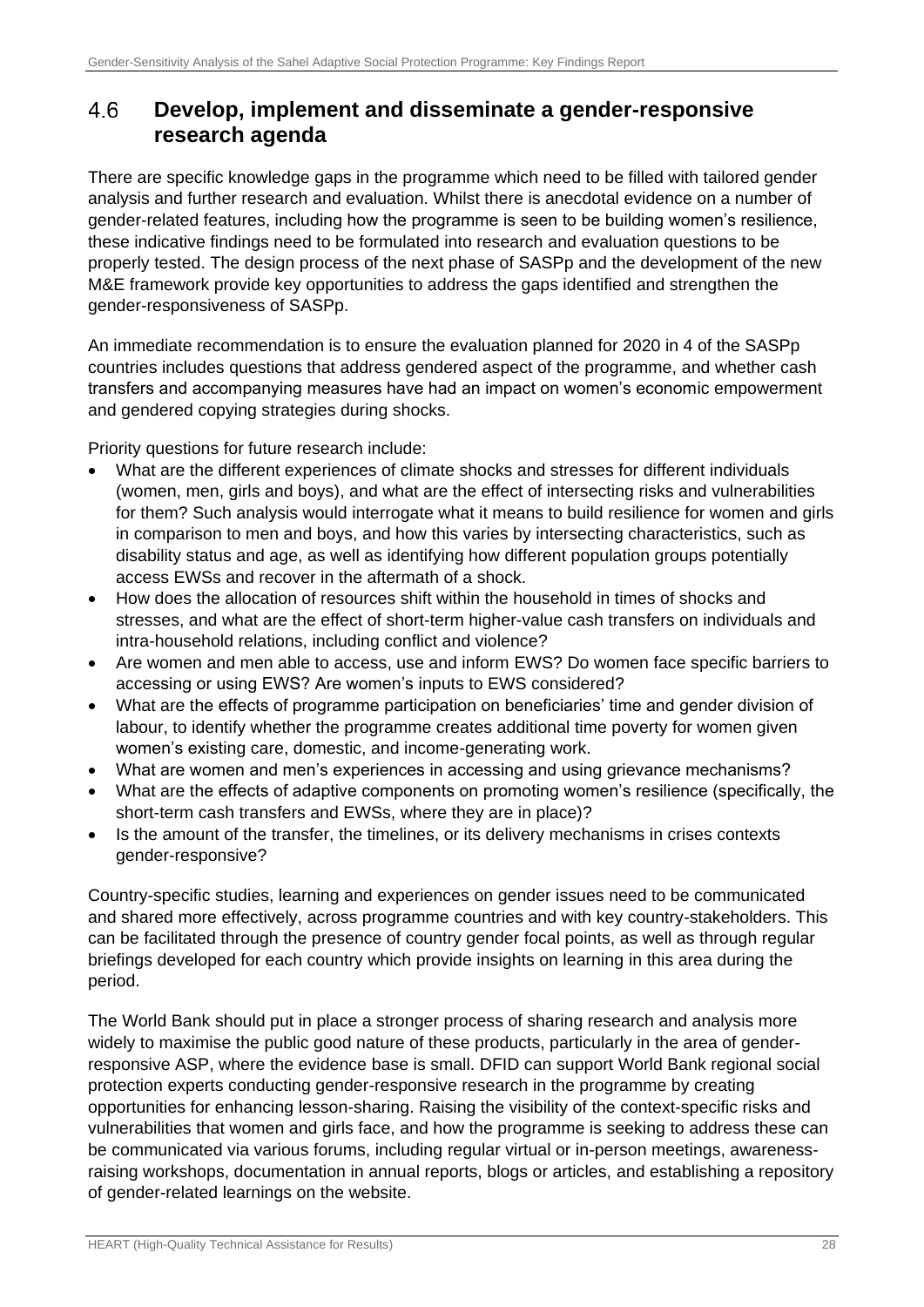## 4.6 Develop, implement and disseminate a gender-responsive research agenda

There are specific knowledge gaps in the programme which need to be filled with tailored gender analysis and further research and evaluation. Whilst there is anecdotal evidence on a number of gender-related features, including how the programme is seen to be building women's resilience, these indicative findings need to be formulated into research and evaluation questions to be properly tested. The design process of the next phase of SASPp and the development of the new M&E framework provide key opportunities to address the gaps identified and strengthen the gender-responsiveness of SASPp.

An immediate recommendation is to ensure the evaluation planned for 2020 in 4 of the SASPp countries includes questions that address gendered aspect of the programme, and whether cash transfers and accompanying measures have had an impact on women's economic empowerment and gendered copying strategies during shocks.

Priority questions for future research include:

- What are the different experiences of climate shocks and stresses for different individuals (women, men, girls and boys), and what are the effect of intersecting risks and vulnerabilities for them? Such analysis would interrogate what it means to build resilience for women and girls in comparison to men and boys, and how this varies by intersecting characteristics, such as disability status and age, as well as identifying how different population groups potentially access EWSs and recover in the aftermath of a shock.
- How does the allocation of resources shift within the household in times of shocks and stresses, and what are the effect of short-term higher-value cash transfers on individuals and intra-household relations, including conflict and violence?
- Are women and men able to access, use and inform EWS? Do women face specific barriers to accessing or using EWS? Are women's inputs to EWS considered?
- What are the effects of programme participation on beneficiaries' time and gender division of labour, to identify whether the programme creates additional time poverty for women given women's existing care, domestic, and income-generating work.
- What are women and men's experiences in accessing and using grievance mechanisms?
- What are the effects of adaptive components on promoting women's resilience (specifically, the short-term cash transfers and EWSs, where they are in place)?
- Is the amount of the transfer, the timelines, or its delivery mechanisms in crises contexts gender-responsive?

Country-specific studies, learning and experiences on gender issues need to be communicated and shared more effectively, across programme countries and with key country-stakeholders. This can be facilitated through the presence of country gender focal points, as well as through regular briefings developed for each country which provide insights on learning in this area during the period.

The World Bank should put in place a stronger process of sharing research and analysis more widely to maximise the public good nature of these products, particularly in the area of gender-responsive ASP, where the evidence base is small. DFID can support World Bank regional social protection experts conducting gender-responsive research in the programme by creating opportunities for enhancing lesson-sharing. Raising the visibility of the context-specific risks and vulnerabilities that women and girls face, and how the programme is seeking to address these can be communicated via various forums, including regular virtual or in-person meetings, awareness-raising workshops, documentation in annual reports, blogs or articles, and establishing a repository of gender-related learnings on the website.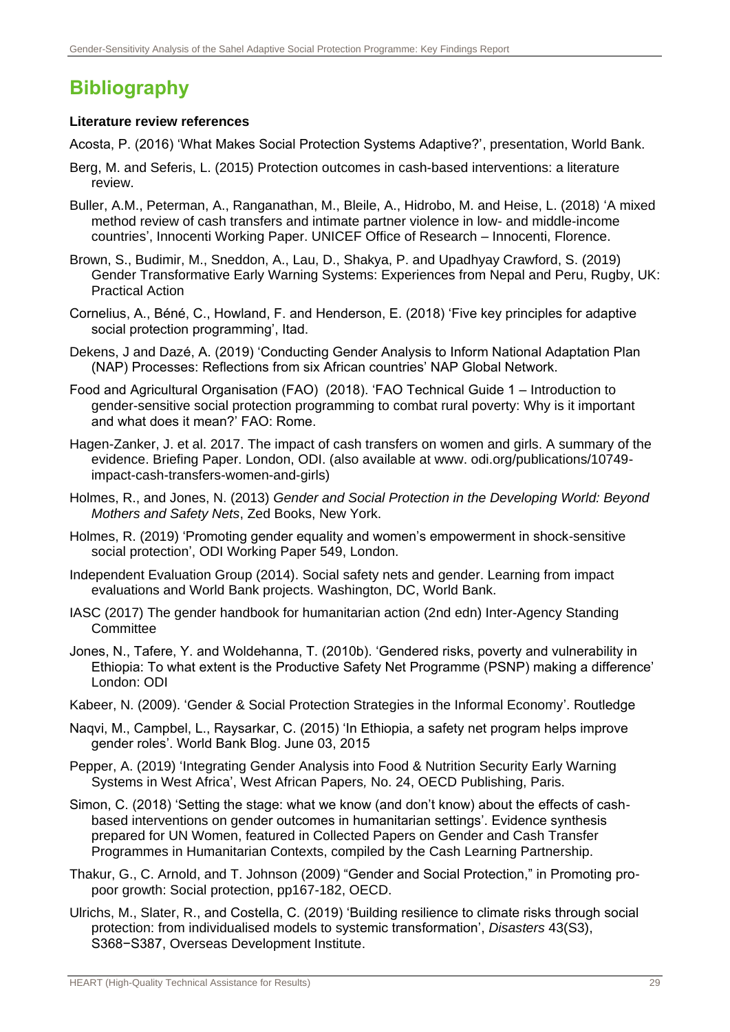# Bibliography

**Literature review references**

Acosta, P. (2016) 'What Makes Social Protection Systems Adaptive?', presentation, World Bank.

Berg, M. and Seferis, L. (2015) Protection outcomes in cash-based interventions: a literature review.

Buller, A.M., Peterman, A., Ranganathan, M., Bleile, A., Hidrobo, M. and Heise, L. (2018) 'A mixed method review of cash transfers and intimate partner violence in low- and middle-income countries', Innocenti Working Paper. UNICEF Office of Research – Innocenti, Florence.

Brown, S., Budimir, M., Sneddon, A., Lau, D., Shakya, P. and Upadhyay Crawford, S. (2019) Gender Transformative Early Warning Systems: Experiences from Nepal and Peru, Rugby, UK: Practical Action

Cornelius, A., Béné, C., Howland, F. and Henderson, E. (2018) 'Five key principles for adaptive social protection programming', Itad.

Dekens, J and Dazé, A. (2019) 'Conducting Gender Analysis to Inform National Adaptation Plan (NAP) Processes: Reflections from six African countries' NAP Global Network.

Food and Agricultural Organisation (FAO) (2018). 'FAO Technical Guide 1 – Introduction to gender-sensitive social protection programming to combat rural poverty: Why is it important and what does it mean?' FAO: Rome.

Hagen-Zanker, J. et al. 2017. The impact of cash transfers on women and girls. A summary of the evidence. Briefing Paper. London, ODI. (also available at www. odi.org/publications/10749-impact-cash-transfers-women-and-girls)

Holmes, R., and Jones, N. (2013) *Gender and Social Protection in the Developing World: Beyond Mothers and Safety Nets*, Zed Books, New York.

Holmes, R. (2019) 'Promoting gender equality and women's empowerment in shock-sensitive social protection', ODI Working Paper 549, London.

Independent Evaluation Group (2014). Social safety nets and gender. Learning from impact evaluations and World Bank projects. Washington, DC, World Bank.

IASC (2017) The gender handbook for humanitarian action (2nd edn) Inter-Agency Standing Committee

Jones, N., Tafere, Y. and Woldehanna, T. (2010b). 'Gendered risks, poverty and vulnerability in Ethiopia: To what extent is the Productive Safety Net Programme (PSNP) making a difference' London: ODI

Kabeer, N. (2009). 'Gender & Social Protection Strategies in the Informal Economy'. Routledge

Naqvi, M., Campbel, L., Raysarkar, C. (2015) 'In Ethiopia, a safety net program helps improve gender roles'. World Bank Blog. June 03, 2015

Pepper, A. (2019) 'Integrating Gender Analysis into Food & Nutrition Security Early Warning Systems in West Africa', West African Papers*,* No. 24, OECD Publishing, Paris.

Simon, C. (2018) 'Setting the stage: what we know (and don't know) about the effects of cash-based interventions on gender outcomes in humanitarian settings'. Evidence synthesis prepared for UN Women, featured in Collected Papers on Gender and Cash Transfer Programmes in Humanitarian Contexts, compiled by the Cash Learning Partnership.

Thakur, G., C. Arnold, and T. Johnson (2009) "Gender and Social Protection," in Promoting pro-poor growth: Social protection, pp167-182, OECD.

Ulrichs, M., Slater, R., and Costella, C. (2019) 'Building resilience to climate risks through social protection: from individualised models to systemic transformation', *Disasters* 43(S3), S368−S387, Overseas Development Institute.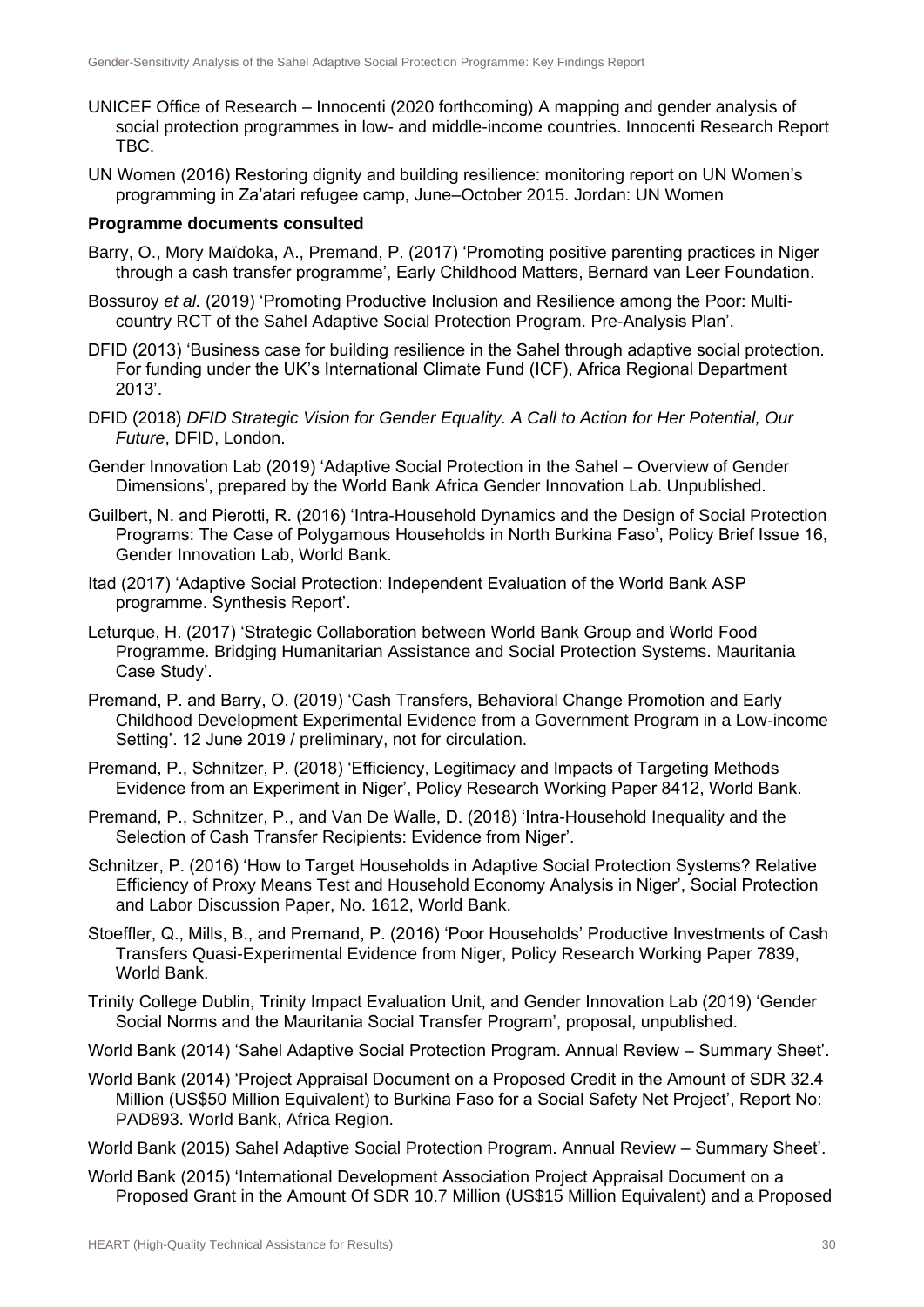UNICEF Office of Research – Innocenti (2020 forthcoming) A mapping and gender analysis of social protection programmes in low- and middle-income countries. Innocenti Research Report TBC.

UN Women (2016) Restoring dignity and building resilience: monitoring report on UN Women's programming in Za'atari refugee camp, June–October 2015. Jordan: UN Women

**Programme documents consulted**

Barry, O., Mory Maïdoka, A., Premand, P. (2017) 'Promoting positive parenting practices in Niger through a cash transfer programme', Early Childhood Matters, Bernard van Leer Foundation.

Bossuroy *et al.* (2019) 'Promoting Productive Inclusion and Resilience among the Poor: Multi-country RCT of the Sahel Adaptive Social Protection Program. Pre-Analysis Plan'.

DFID (2013) 'Business case for building resilience in the Sahel through adaptive social protection. For funding under the UK's International Climate Fund (ICF), Africa Regional Department 2013'.

DFID (2018) *DFID Strategic Vision for Gender Equality. A Call to Action for Her Potential, Our Future*, DFID, London.

Gender Innovation Lab (2019) 'Adaptive Social Protection in the Sahel – Overview of Gender Dimensions', prepared by the World Bank Africa Gender Innovation Lab. Unpublished.

Guilbert, N. and Pierotti, R. (2016) 'Intra-Household Dynamics and the Design of Social Protection Programs: The Case of Polygamous Households in North Burkina Faso', Policy Brief Issue 16, Gender Innovation Lab, World Bank.

Itad (2017) 'Adaptive Social Protection: Independent Evaluation of the World Bank ASP programme. Synthesis Report'.

Leturque, H. (2017) 'Strategic Collaboration between World Bank Group and World Food Programme. Bridging Humanitarian Assistance and Social Protection Systems. Mauritania Case Study'.

Premand, P. and Barry, O. (2019) 'Cash Transfers, Behavioral Change Promotion and Early Childhood Development Experimental Evidence from a Government Program in a Low-income Setting'. 12 June 2019 / preliminary, not for circulation.

Premand, P., Schnitzer, P. (2018) 'Efficiency, Legitimacy and Impacts of Targeting Methods Evidence from an Experiment in Niger', Policy Research Working Paper 8412, World Bank.

Premand, P., Schnitzer, P., and Van De Walle, D. (2018) 'Intra-Household Inequality and the Selection of Cash Transfer Recipients: Evidence from Niger'.

Schnitzer, P. (2016) 'How to Target Households in Adaptive Social Protection Systems? Relative Efficiency of Proxy Means Test and Household Economy Analysis in Niger', Social Protection and Labor Discussion Paper, No. 1612, World Bank.

Stoeffler, Q., Mills, B., and Premand, P. (2016) 'Poor Households' Productive Investments of Cash Transfers Quasi-Experimental Evidence from Niger, Policy Research Working Paper 7839, World Bank.

Trinity College Dublin, Trinity Impact Evaluation Unit, and Gender Innovation Lab (2019) 'Gender Social Norms and the Mauritania Social Transfer Program', proposal, unpublished.

World Bank (2014) 'Sahel Adaptive Social Protection Program. Annual Review – Summary Sheet'.

World Bank (2014) 'Project Appraisal Document on a Proposed Credit in the Amount of SDR 32.4 Million (US$50 Million Equivalent) to Burkina Faso for a Social Safety Net Project', Report No: PAD893. World Bank, Africa Region.

World Bank (2015) Sahel Adaptive Social Protection Program. Annual Review – Summary Sheet'.

World Bank (2015) 'International Development Association Project Appraisal Document on a Proposed Grant in the Amount Of SDR 10.7 Million (US$15 Million Equivalent) and a Proposed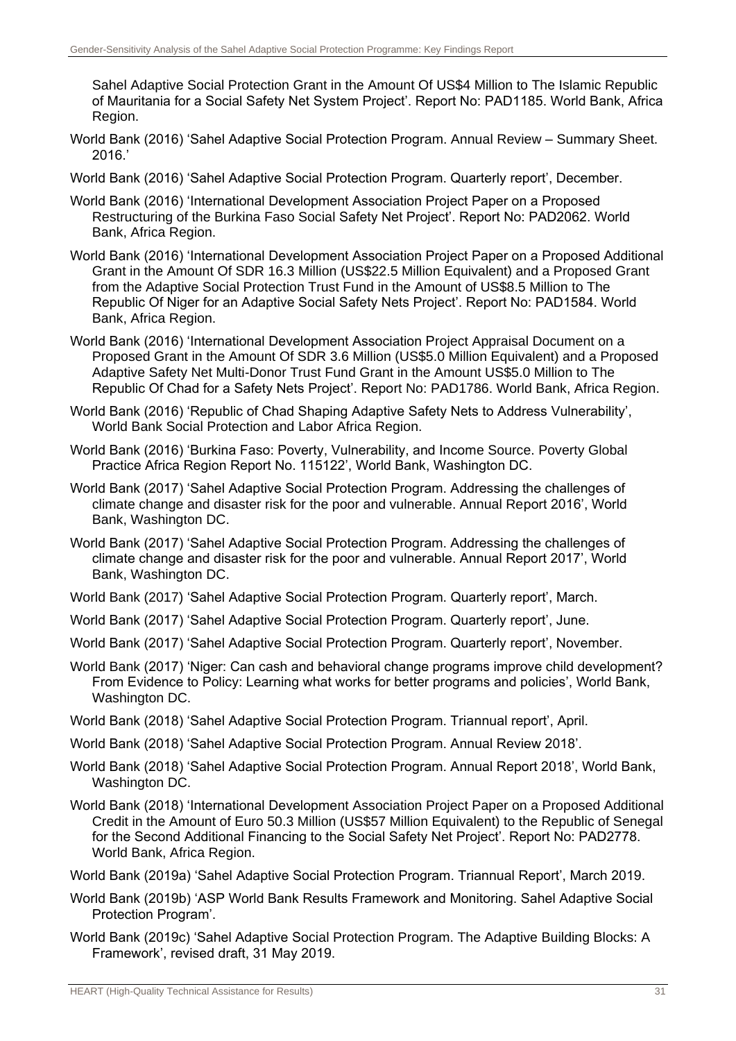Sahel Adaptive Social Protection Grant in the Amount Of US$4 Million to The Islamic Republic of Mauritania for a Social Safety Net System Project'. Report No: PAD1185. World Bank, Africa Region.

World Bank (2016) 'Sahel Adaptive Social Protection Program. Annual Review – Summary Sheet. 2016.'

World Bank (2016) 'Sahel Adaptive Social Protection Program. Quarterly report', December.

World Bank (2016) 'International Development Association Project Paper on a Proposed Restructuring of the Burkina Faso Social Safety Net Project'. Report No: PAD2062. World Bank, Africa Region.

World Bank (2016) 'International Development Association Project Paper on a Proposed Additional Grant in the Amount Of SDR 16.3 Million (US$22.5 Million Equivalent) and a Proposed Grant from the Adaptive Social Protection Trust Fund in the Amount of US$8.5 Million to The Republic Of Niger for an Adaptive Social Safety Nets Project'. Report No: PAD1584. World Bank, Africa Region.

World Bank (2016) 'International Development Association Project Appraisal Document on a Proposed Grant in the Amount Of SDR 3.6 Million (US$5.0 Million Equivalent) and a Proposed Adaptive Safety Net Multi-Donor Trust Fund Grant in the Amount US$5.0 Million to The Republic Of Chad for a Safety Nets Project'. Report No: PAD1786. World Bank, Africa Region.

World Bank (2016) 'Republic of Chad Shaping Adaptive Safety Nets to Address Vulnerability', World Bank Social Protection and Labor Africa Region.

World Bank (2016) 'Burkina Faso: Poverty, Vulnerability, and Income Source. Poverty Global Practice Africa Region Report No. 115122', World Bank, Washington DC.

World Bank (2017) 'Sahel Adaptive Social Protection Program. Addressing the challenges of climate change and disaster risk for the poor and vulnerable. Annual Report 2016', World Bank, Washington DC.

World Bank (2017) 'Sahel Adaptive Social Protection Program. Addressing the challenges of climate change and disaster risk for the poor and vulnerable. Annual Report 2017', World Bank, Washington DC.

World Bank (2017) 'Sahel Adaptive Social Protection Program. Quarterly report', March.

World Bank (2017) 'Sahel Adaptive Social Protection Program. Quarterly report', June.

World Bank (2017) 'Sahel Adaptive Social Protection Program. Quarterly report', November.

World Bank (2017) 'Niger: Can cash and behavioral change programs improve child development? From Evidence to Policy: Learning what works for better programs and policies', World Bank, Washington DC.

World Bank (2018) 'Sahel Adaptive Social Protection Program. Triannual report', April.

World Bank (2018) 'Sahel Adaptive Social Protection Program. Annual Review 2018'.

World Bank (2018) 'Sahel Adaptive Social Protection Program. Annual Report 2018', World Bank, Washington DC.

World Bank (2018) 'International Development Association Project Paper on a Proposed Additional Credit in the Amount of Euro 50.3 Million (US$57 Million Equivalent) to the Republic of Senegal for the Second Additional Financing to the Social Safety Net Project'. Report No: PAD2778. World Bank, Africa Region.

World Bank (2019a) 'Sahel Adaptive Social Protection Program. Triannual Report', March 2019.

World Bank (2019b) 'ASP World Bank Results Framework and Monitoring. Sahel Adaptive Social Protection Program'.

World Bank (2019c) 'Sahel Adaptive Social Protection Program. The Adaptive Building Blocks: A Framework', revised draft, 31 May 2019.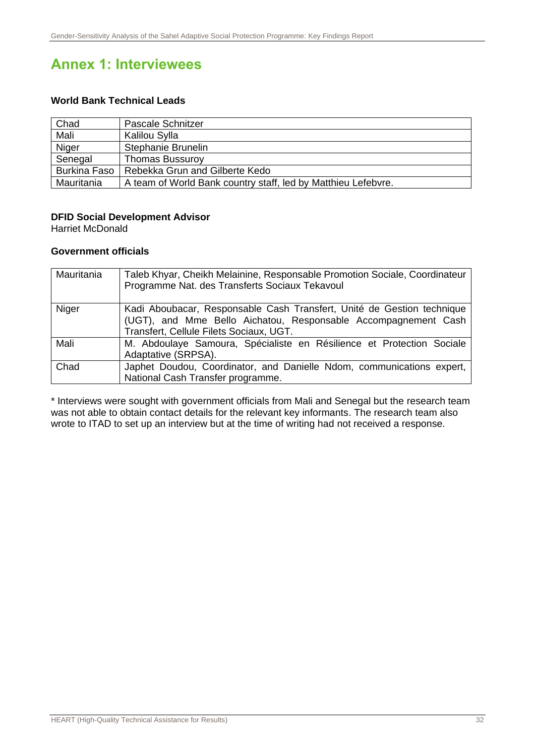# Annex 1: Interviewees

### World Bank Technical Leads

| | |
|---|---|
| Chad | Pascale Schnitzer |
| Mali | Kalilou Sylla |
| Niger | Stephanie Brunelin |
| Senegal | Thomas Bussuroy |
| Burkina Faso | Rebekka Grun and Gilberte Kedo |
| Mauritania | A team of World Bank country staff, led by Matthieu Lefebvre. |

### DFID Social Development Advisor

Harriet McDonald

### Government officials

| | |
|---|---|
| Mauritania | Taleb Khyar, Cheikh Melainine, Responsable Promotion Sociale, Coordinateur Programme Nat. des Transferts Sociaux Tekavoul |
| Niger | Kadi Aboubacar, Responsable Cash Transfert, Unité de Gestion technique (UGT), and Mme Bello Aichatou, Responsable Accompagnement Cash Transfert, Cellule Filets Sociaux, UGT. |
| Mali | M. Abdoulaye Samoura, Spécialiste en Résilience et Protection Sociale Adaptative (SRPSA). |
| Chad | Japhet Doudou, Coordinator, and Danielle Ndom, communications expert, National Cash Transfer programme. |

* Interviews were sought with government officials from Mali and Senegal but the research team was not able to obtain contact details for the relevant key informants. The research team also wrote to ITAD to set up an interview but at the time of writing had not received a response.